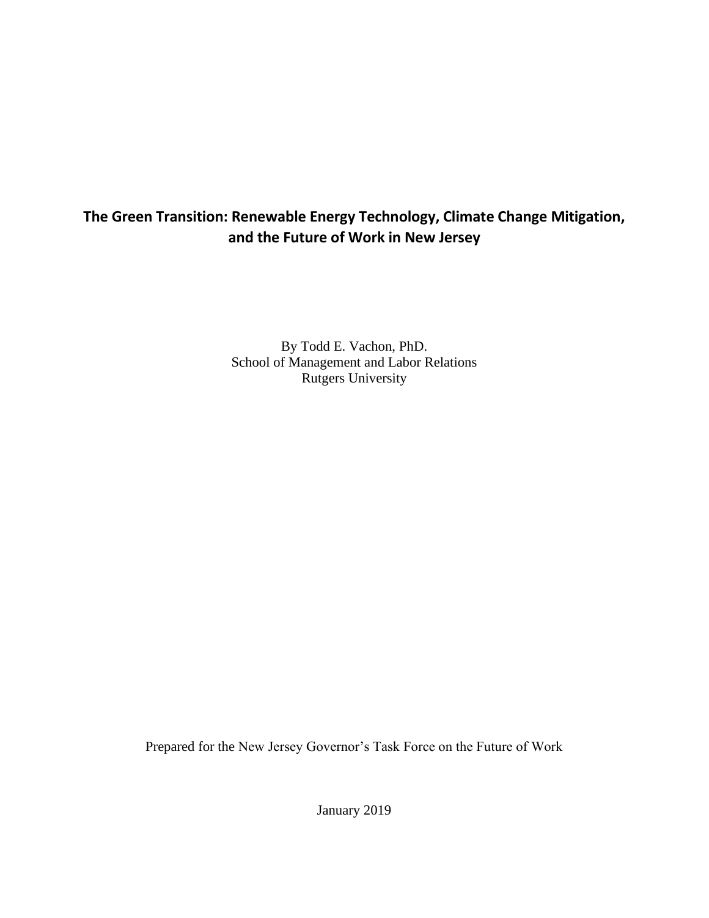# The Green Transition: Renewable Energy Technology, Climate Change Mitigation, and the Future of Work in New Jersey

By Todd E. Vachon, PhD.
School of Management and Labor Relations
Rutgers University

Prepared for the New Jersey Governor's Task Force on the Future of Work

January 2019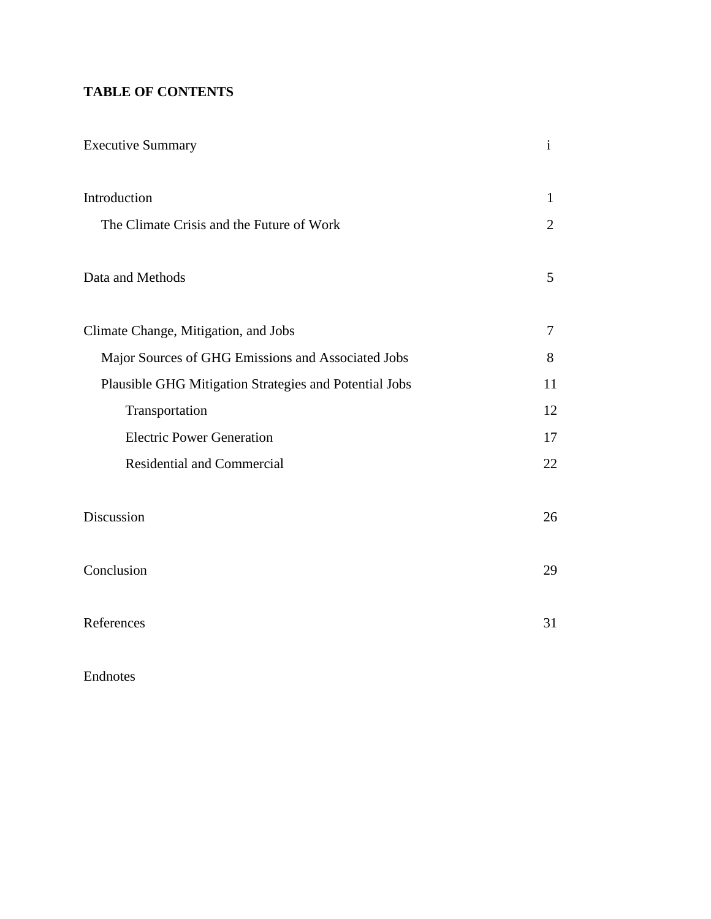# TABLE OF CONTENTS

| | |
|---|---|
| Executive Summary | i |
| Introduction | 1 |
| The Climate Crisis and the Future of Work | 2 |
| Data and Methods | 5 |
| Climate Change, Mitigation, and Jobs | 7 |
| Major Sources of GHG Emissions and Associated Jobs | 8 |
| Plausible GHG Mitigation Strategies and Potential Jobs | 11 |
| Transportation | 12 |
| Electric Power Generation | 17 |
| Residential and Commercial | 22 |
| Discussion | 26 |
| Conclusion | 29 |
| References | 31 |
| Endnotes | |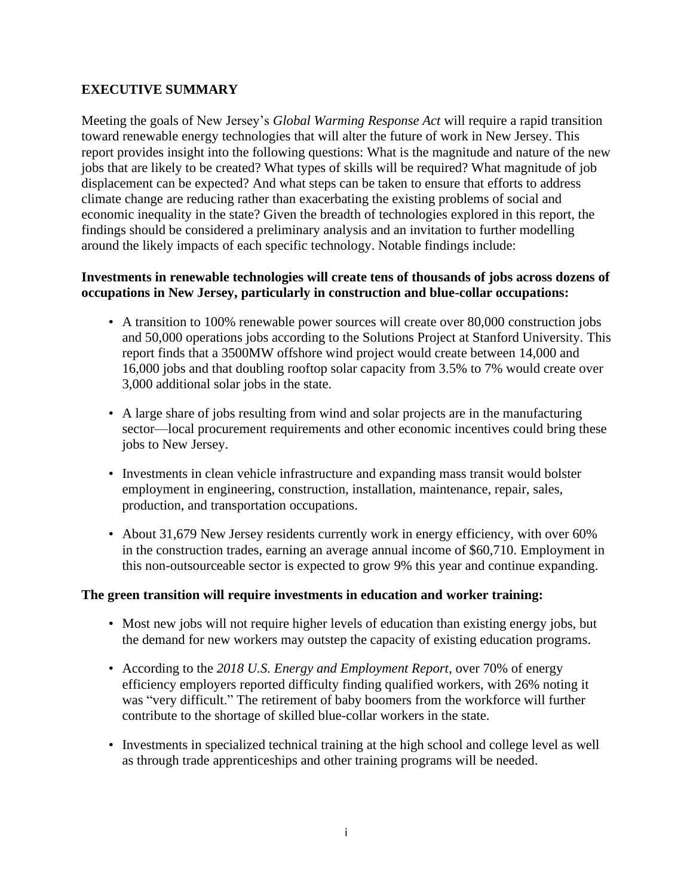## EXECUTIVE SUMMARY

Meeting the goals of New Jersey's *Global Warming Response Act* will require a rapid transition toward renewable energy technologies that will alter the future of work in New Jersey. This report provides insight into the following questions: What is the magnitude and nature of the new jobs that are likely to be created? What types of skills will be required? What magnitude of job displacement can be expected? And what steps can be taken to ensure that efforts to address climate change are reducing rather than exacerbating the existing problems of social and economic inequality in the state? Given the breadth of technologies explored in this report, the findings should be considered a preliminary analysis and an invitation to further modelling around the likely impacts of each specific technology. Notable findings include:

**Investments in renewable technologies will create tens of thousands of jobs across dozens of occupations in New Jersey, particularly in construction and blue-collar occupations:**

- A transition to 100% renewable power sources will create over 80,000 construction jobs and 50,000 operations jobs according to the Solutions Project at Stanford University. This report finds that a 3500MW offshore wind project would create between 14,000 and 16,000 jobs and that doubling rooftop solar capacity from 3.5% to 7% would create over 3,000 additional solar jobs in the state.
- A large share of jobs resulting from wind and solar projects are in the manufacturing sector—local procurement requirements and other economic incentives could bring these jobs to New Jersey.
- Investments in clean vehicle infrastructure and expanding mass transit would bolster employment in engineering, construction, installation, maintenance, repair, sales, production, and transportation occupations.
- About 31,679 New Jersey residents currently work in energy efficiency, with over 60% in the construction trades, earning an average annual income of $60,710. Employment in this non-outsourceable sector is expected to grow 9% this year and continue expanding.

**The green transition will require investments in education and worker training:**

- Most new jobs will not require higher levels of education than existing energy jobs, but the demand for new workers may outstep the capacity of existing education programs.
- According to the *2018 U.S. Energy and Employment Report*, over 70% of energy efficiency employers reported difficulty finding qualified workers, with 26% noting it was "very difficult." The retirement of baby boomers from the workforce will further contribute to the shortage of skilled blue-collar workers in the state.
- Investments in specialized technical training at the high school and college level as well as through trade apprenticeships and other training programs will be needed.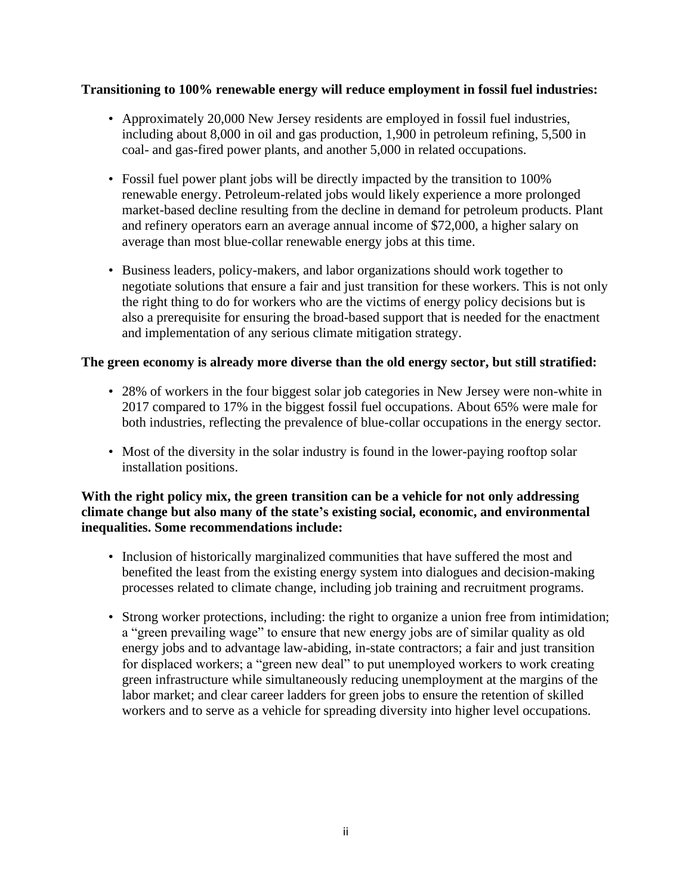**Transitioning to 100% renewable energy will reduce employment in fossil fuel industries:**

- Approximately 20,000 New Jersey residents are employed in fossil fuel industries, including about 8,000 in oil and gas production, 1,900 in petroleum refining, 5,500 in coal- and gas-fired power plants, and another 5,000 in related occupations.

- Fossil fuel power plant jobs will be directly impacted by the transition to 100% renewable energy. Petroleum-related jobs would likely experience a more prolonged market-based decline resulting from the decline in demand for petroleum products. Plant and refinery operators earn an average annual income of $72,000, a higher salary on average than most blue-collar renewable energy jobs at this time.

- Business leaders, policy-makers, and labor organizations should work together to negotiate solutions that ensure a fair and just transition for these workers. This is not only the right thing to do for workers who are the victims of energy policy decisions but is also a prerequisite for ensuring the broad-based support that is needed for the enactment and implementation of any serious climate mitigation strategy.

**The green economy is already more diverse than the old energy sector, but still stratified:**

- 28% of workers in the four biggest solar job categories in New Jersey were non-white in 2017 compared to 17% in the biggest fossil fuel occupations. About 65% were male for both industries, reflecting the prevalence of blue-collar occupations in the energy sector.

- Most of the diversity in the solar industry is found in the lower-paying rooftop solar installation positions.

**With the right policy mix, the green transition can be a vehicle for not only addressing climate change but also many of the state's existing social, economic, and environmental inequalities. Some recommendations include:**

- Inclusion of historically marginalized communities that have suffered the most and benefited the least from the existing energy system into dialogues and decision-making processes related to climate change, including job training and recruitment programs.

- Strong worker protections, including: the right to organize a union free from intimidation; a "green prevailing wage" to ensure that new energy jobs are of similar quality as old energy jobs and to advantage law-abiding, in-state contractors; a fair and just transition for displaced workers; a "green new deal" to put unemployed workers to work creating green infrastructure while simultaneously reducing unemployment at the margins of the labor market; and clear career ladders for green jobs to ensure the retention of skilled workers and to serve as a vehicle for spreading diversity into higher level occupations.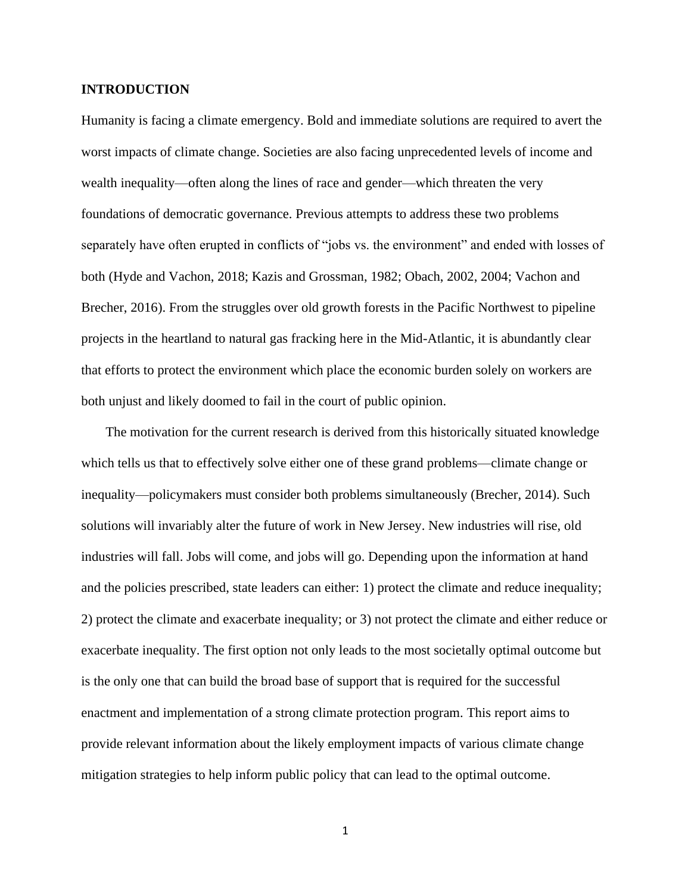## INTRODUCTION

Humanity is facing a climate emergency. Bold and immediate solutions are required to avert the worst impacts of climate change. Societies are also facing unprecedented levels of income and wealth inequality—often along the lines of race and gender—which threaten the very foundations of democratic governance. Previous attempts to address these two problems separately have often erupted in conflicts of "jobs vs. the environment" and ended with losses of both (Hyde and Vachon, 2018; Kazis and Grossman, 1982; Obach, 2002, 2004; Vachon and Brecher, 2016). From the struggles over old growth forests in the Pacific Northwest to pipeline projects in the heartland to natural gas fracking here in the Mid-Atlantic, it is abundantly clear that efforts to protect the environment which place the economic burden solely on workers are both unjust and likely doomed to fail in the court of public opinion.

The motivation for the current research is derived from this historically situated knowledge which tells us that to effectively solve either one of these grand problems—climate change or inequality—policymakers must consider both problems simultaneously (Brecher, 2014). Such solutions will invariably alter the future of work in New Jersey. New industries will rise, old industries will fall. Jobs will come, and jobs will go. Depending upon the information at hand and the policies prescribed, state leaders can either: 1) protect the climate and reduce inequality; 2) protect the climate and exacerbate inequality; or 3) not protect the climate and either reduce or exacerbate inequality. The first option not only leads to the most societally optimal outcome but is the only one that can build the broad base of support that is required for the successful enactment and implementation of a strong climate protection program. This report aims to provide relevant information about the likely employment impacts of various climate change mitigation strategies to help inform public policy that can lead to the optimal outcome.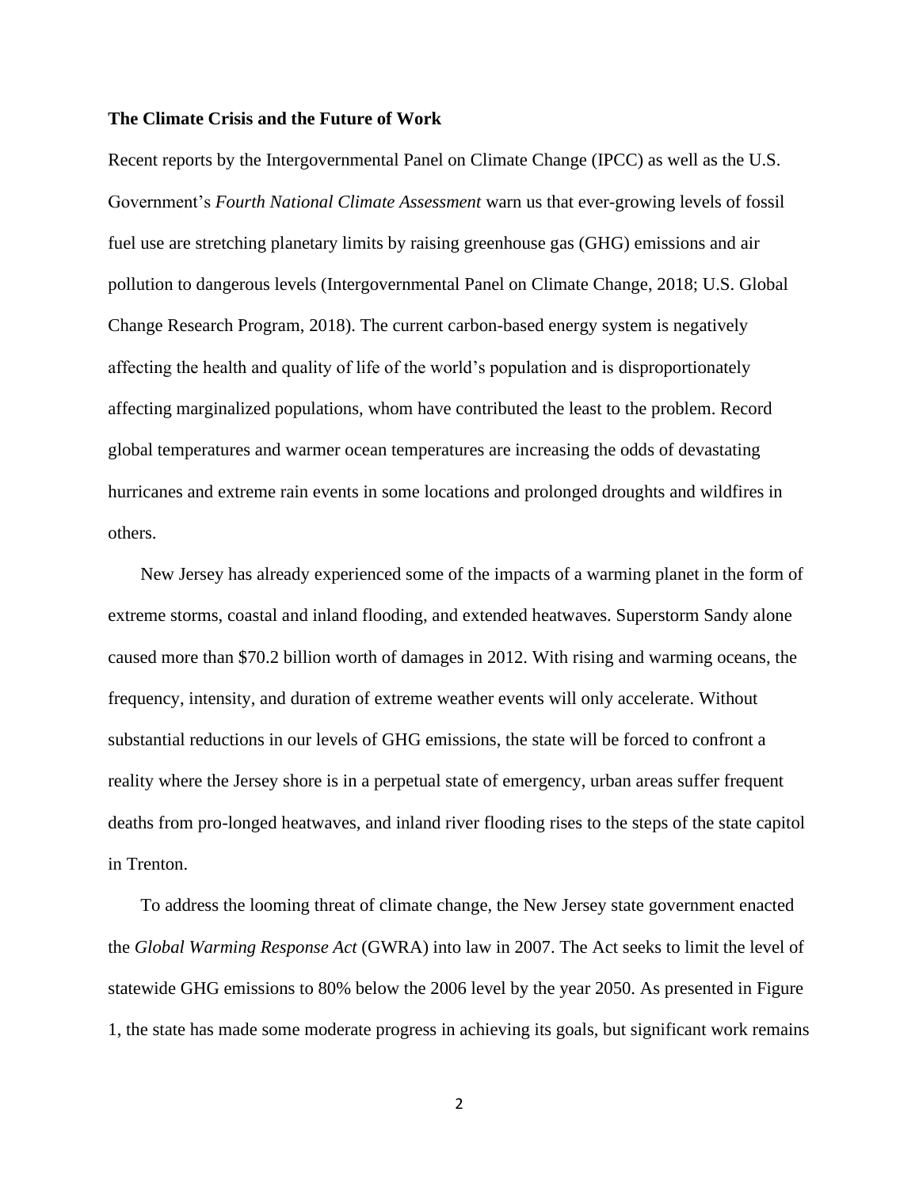**The Climate Crisis and the Future of Work**

Recent reports by the Intergovernmental Panel on Climate Change (IPCC) as well as the U.S. Government's *Fourth National Climate Assessment* warn us that ever-growing levels of fossil fuel use are stretching planetary limits by raising greenhouse gas (GHG) emissions and air pollution to dangerous levels (Intergovernmental Panel on Climate Change, 2018; U.S. Global Change Research Program, 2018). The current carbon-based energy system is negatively affecting the health and quality of life of the world's population and is disproportionately affecting marginalized populations, whom have contributed the least to the problem. Record global temperatures and warmer ocean temperatures are increasing the odds of devastating hurricanes and extreme rain events in some locations and prolonged droughts and wildfires in others.

New Jersey has already experienced some of the impacts of a warming planet in the form of extreme storms, coastal and inland flooding, and extended heatwaves. Superstorm Sandy alone caused more than $70.2 billion worth of damages in 2012. With rising and warming oceans, the frequency, intensity, and duration of extreme weather events will only accelerate. Without substantial reductions in our levels of GHG emissions, the state will be forced to confront a reality where the Jersey shore is in a perpetual state of emergency, urban areas suffer frequent deaths from pro-longed heatwaves, and inland river flooding rises to the steps of the state capitol in Trenton.

To address the looming threat of climate change, the New Jersey state government enacted the *Global Warming Response Act* (GWRA) into law in 2007. The Act seeks to limit the level of statewide GHG emissions to 80% below the 2006 level by the year 2050. As presented in Figure 1, the state has made some moderate progress in achieving its goals, but significant work remains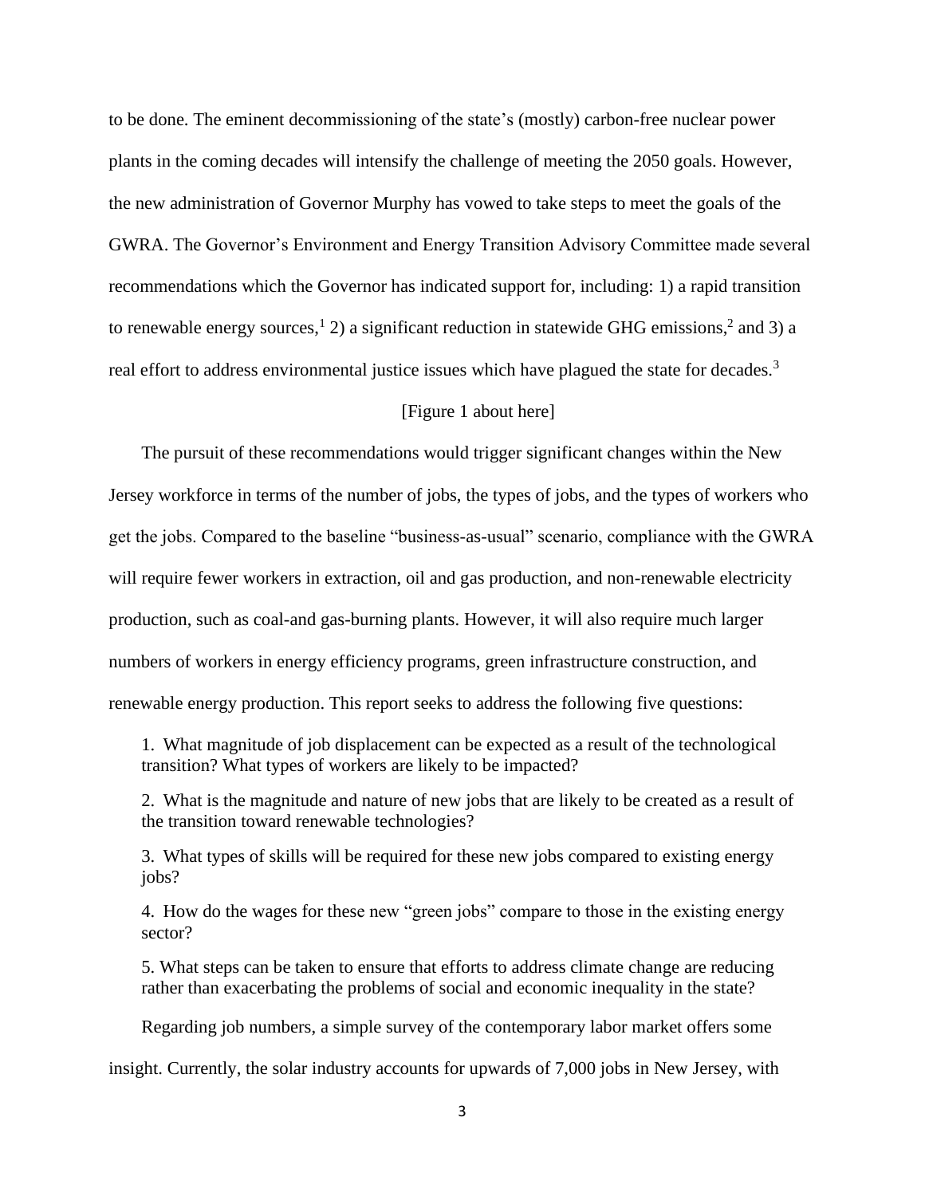to be done. The eminent decommissioning of the state's (mostly) carbon-free nuclear power plants in the coming decades will intensify the challenge of meeting the 2050 goals. However, the new administration of Governor Murphy has vowed to take steps to meet the goals of the GWRA. The Governor's Environment and Energy Transition Advisory Committee made several recommendations which the Governor has indicated support for, including: 1) a rapid transition to renewable energy sources,[1] 2) a significant reduction in statewide GHG emissions,[2] and 3) a real effort to address environmental justice issues which have plagued the state for decades.[3]

[Figure 1 about here]

The pursuit of these recommendations would trigger significant changes within the New Jersey workforce in terms of the number of jobs, the types of jobs, and the types of workers who get the jobs. Compared to the baseline "business-as-usual" scenario, compliance with the GWRA will require fewer workers in extraction, oil and gas production, and non-renewable electricity production, such as coal-and gas-burning plants. However, it will also require much larger numbers of workers in energy efficiency programs, green infrastructure construction, and renewable energy production. This report seeks to address the following five questions:

1. What magnitude of job displacement can be expected as a result of the technological transition? What types of workers are likely to be impacted?

2. What is the magnitude and nature of new jobs that are likely to be created as a result of the transition toward renewable technologies?

3. What types of skills will be required for these new jobs compared to existing energy jobs?

4. How do the wages for these new "green jobs" compare to those in the existing energy sector?

5. What steps can be taken to ensure that efforts to address climate change are reducing rather than exacerbating the problems of social and economic inequality in the state?

Regarding job numbers, a simple survey of the contemporary labor market offers some insight. Currently, the solar industry accounts for upwards of 7,000 jobs in New Jersey, with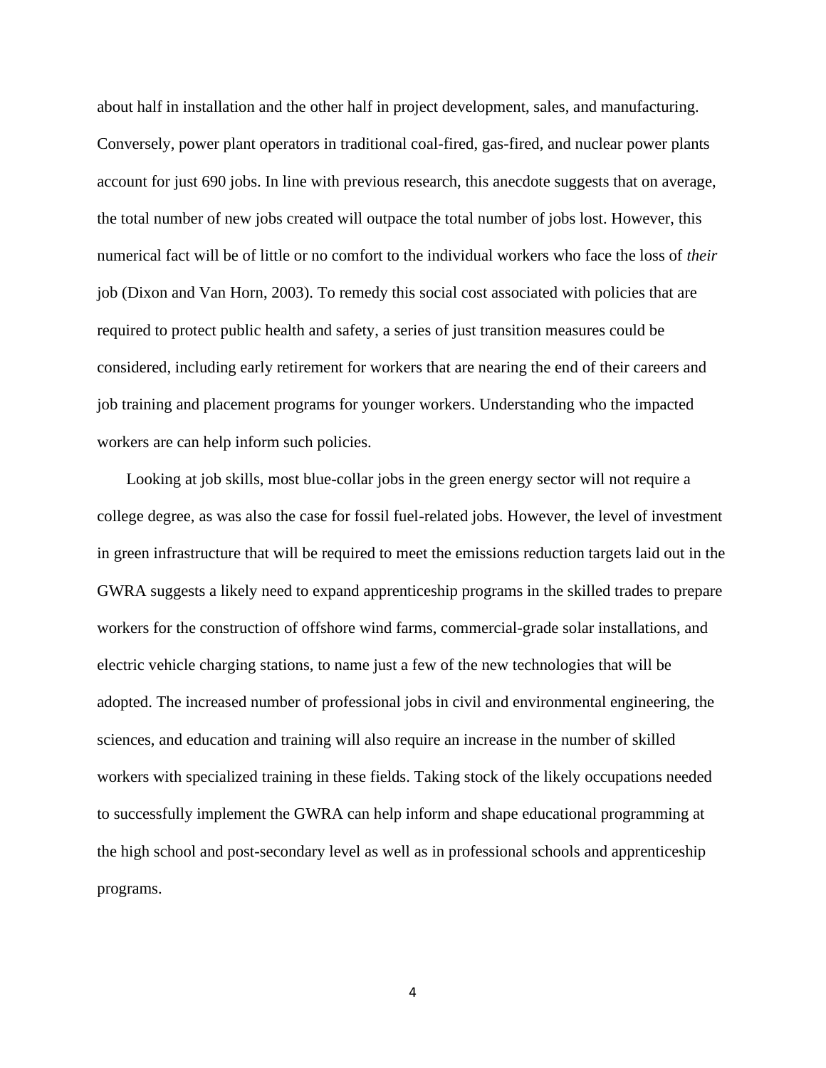about half in installation and the other half in project development, sales, and manufacturing. Conversely, power plant operators in traditional coal-fired, gas-fired, and nuclear power plants account for just 690 jobs. In line with previous research, this anecdote suggests that on average, the total number of new jobs created will outpace the total number of jobs lost. However, this numerical fact will be of little or no comfort to the individual workers who face the loss of *their* job (Dixon and Van Horn, 2003). To remedy this social cost associated with policies that are required to protect public health and safety, a series of just transition measures could be considered, including early retirement for workers that are nearing the end of their careers and job training and placement programs for younger workers. Understanding who the impacted workers are can help inform such policies.

Looking at job skills, most blue-collar jobs in the green energy sector will not require a college degree, as was also the case for fossil fuel-related jobs. However, the level of investment in green infrastructure that will be required to meet the emissions reduction targets laid out in the GWRA suggests a likely need to expand apprenticeship programs in the skilled trades to prepare workers for the construction of offshore wind farms, commercial-grade solar installations, and electric vehicle charging stations, to name just a few of the new technologies that will be adopted. The increased number of professional jobs in civil and environmental engineering, the sciences, and education and training will also require an increase in the number of skilled workers with specialized training in these fields. Taking stock of the likely occupations needed to successfully implement the GWRA can help inform and shape educational programming at the high school and post-secondary level as well as in professional schools and apprenticeship programs.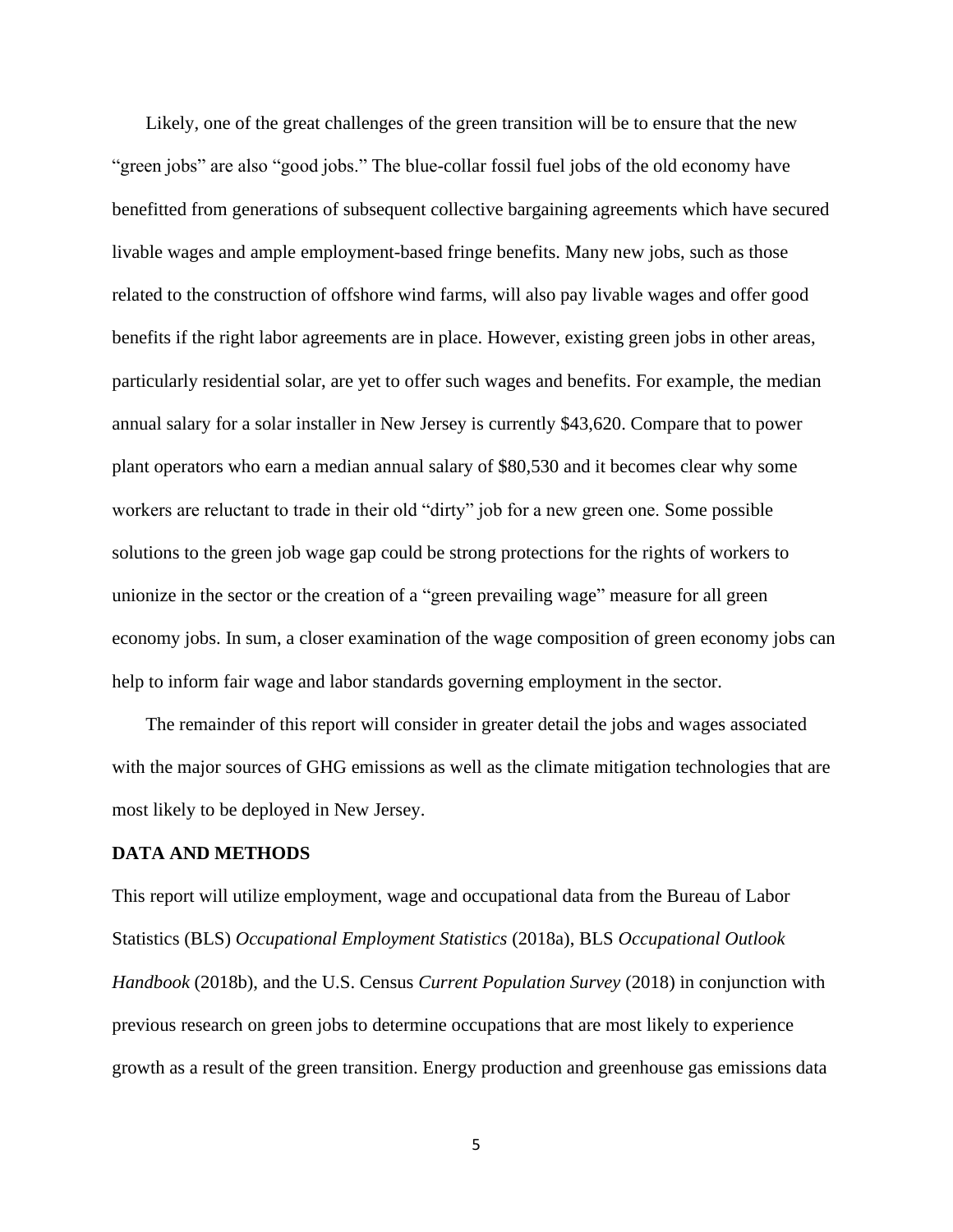Likely, one of the great challenges of the green transition will be to ensure that the new "green jobs" are also "good jobs." The blue-collar fossil fuel jobs of the old economy have benefitted from generations of subsequent collective bargaining agreements which have secured livable wages and ample employment-based fringe benefits. Many new jobs, such as those related to the construction of offshore wind farms, will also pay livable wages and offer good benefits if the right labor agreements are in place. However, existing green jobs in other areas, particularly residential solar, are yet to offer such wages and benefits. For example, the median annual salary for a solar installer in New Jersey is currently $43,620. Compare that to power plant operators who earn a median annual salary of $80,530 and it becomes clear why some workers are reluctant to trade in their old "dirty" job for a new green one. Some possible solutions to the green job wage gap could be strong protections for the rights of workers to unionize in the sector or the creation of a "green prevailing wage" measure for all green economy jobs. In sum, a closer examination of the wage composition of green economy jobs can help to inform fair wage and labor standards governing employment in the sector.

The remainder of this report will consider in greater detail the jobs and wages associated with the major sources of GHG emissions as well as the climate mitigation technologies that are most likely to be deployed in New Jersey.

## DATA AND METHODS

This report will utilize employment, wage and occupational data from the Bureau of Labor Statistics (BLS) *Occupational Employment Statistics* (2018a), BLS *Occupational Outlook Handbook* (2018b), and the U.S. Census *Current Population Survey* (2018) in conjunction with previous research on green jobs to determine occupations that are most likely to experience growth as a result of the green transition. Energy production and greenhouse gas emissions data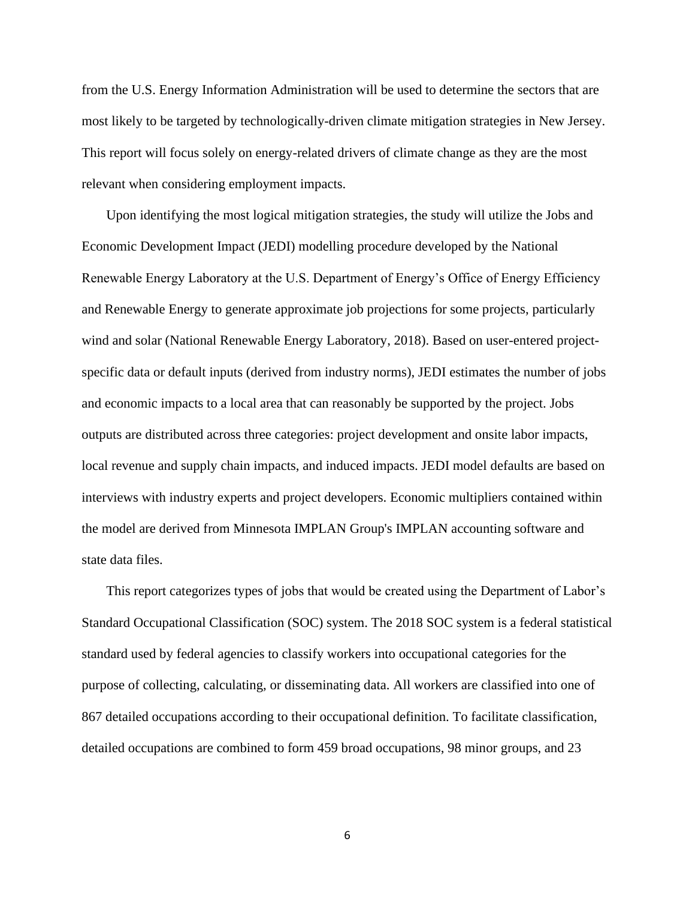from the U.S. Energy Information Administration will be used to determine the sectors that are most likely to be targeted by technologically-driven climate mitigation strategies in New Jersey. This report will focus solely on energy-related drivers of climate change as they are the most relevant when considering employment impacts.

Upon identifying the most logical mitigation strategies, the study will utilize the Jobs and Economic Development Impact (JEDI) modelling procedure developed by the National Renewable Energy Laboratory at the U.S. Department of Energy's Office of Energy Efficiency and Renewable Energy to generate approximate job projections for some projects, particularly wind and solar (National Renewable Energy Laboratory, 2018). Based on user-entered project-specific data or default inputs (derived from industry norms), JEDI estimates the number of jobs and economic impacts to a local area that can reasonably be supported by the project. Jobs outputs are distributed across three categories: project development and onsite labor impacts, local revenue and supply chain impacts, and induced impacts. JEDI model defaults are based on interviews with industry experts and project developers. Economic multipliers contained within the model are derived from Minnesota IMPLAN Group's IMPLAN accounting software and state data files.

This report categorizes types of jobs that would be created using the Department of Labor's Standard Occupational Classification (SOC) system. The 2018 SOC system is a federal statistical standard used by federal agencies to classify workers into occupational categories for the purpose of collecting, calculating, or disseminating data. All workers are classified into one of 867 detailed occupations according to their occupational definition. To facilitate classification, detailed occupations are combined to form 459 broad occupations, 98 minor groups, and 23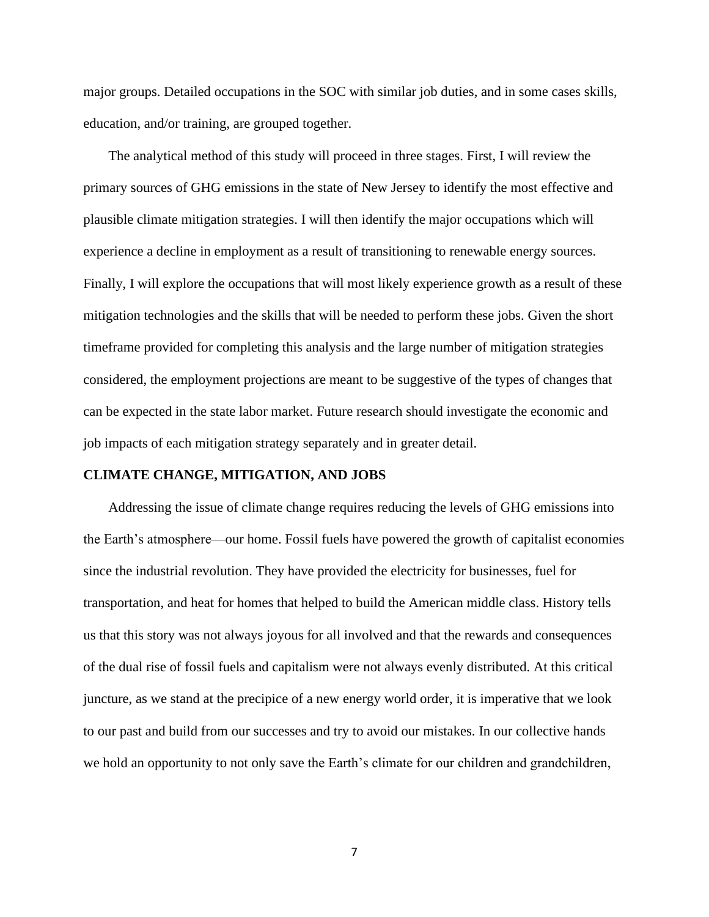major groups. Detailed occupations in the SOC with similar job duties, and in some cases skills, education, and/or training, are grouped together.

The analytical method of this study will proceed in three stages. First, I will review the primary sources of GHG emissions in the state of New Jersey to identify the most effective and plausible climate mitigation strategies. I will then identify the major occupations which will experience a decline in employment as a result of transitioning to renewable energy sources. Finally, I will explore the occupations that will most likely experience growth as a result of these mitigation technologies and the skills that will be needed to perform these jobs. Given the short timeframe provided for completing this analysis and the large number of mitigation strategies considered, the employment projections are meant to be suggestive of the types of changes that can be expected in the state labor market. Future research should investigate the economic and job impacts of each mitigation strategy separately and in greater detail.

## CLIMATE CHANGE, MITIGATION, AND JOBS

Addressing the issue of climate change requires reducing the levels of GHG emissions into the Earth's atmosphere—our home. Fossil fuels have powered the growth of capitalist economies since the industrial revolution. They have provided the electricity for businesses, fuel for transportation, and heat for homes that helped to build the American middle class. History tells us that this story was not always joyous for all involved and that the rewards and consequences of the dual rise of fossil fuels and capitalism were not always evenly distributed. At this critical juncture, as we stand at the precipice of a new energy world order, it is imperative that we look to our past and build from our successes and try to avoid our mistakes. In our collective hands we hold an opportunity to not only save the Earth's climate for our children and grandchildren,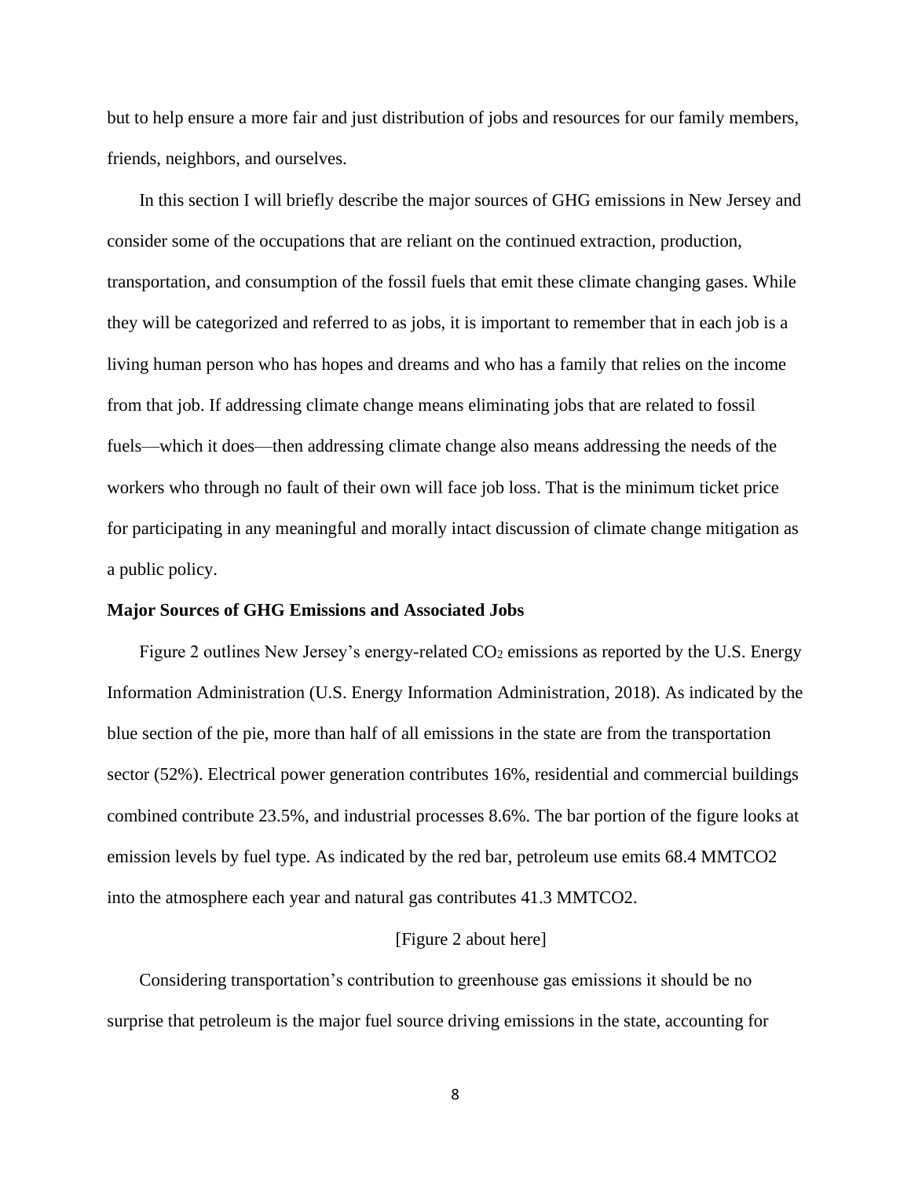but to help ensure a more fair and just distribution of jobs and resources for our family members, friends, neighbors, and ourselves.

In this section I will briefly describe the major sources of GHG emissions in New Jersey and consider some of the occupations that are reliant on the continued extraction, production, transportation, and consumption of the fossil fuels that emit these climate changing gases. While they will be categorized and referred to as jobs, it is important to remember that in each job is a living human person who has hopes and dreams and who has a family that relies on the income from that job. If addressing climate change means eliminating jobs that are related to fossil fuels—which it does—then addressing climate change also means addressing the needs of the workers who through no fault of their own will face job loss. That is the minimum ticket price for participating in any meaningful and morally intact discussion of climate change mitigation as a public policy.

**Major Sources of GHG Emissions and Associated Jobs**

Figure 2 outlines New Jersey's energy-related $CO_2$ emissions as reported by the U.S. Energy Information Administration (U.S. Energy Information Administration, 2018). As indicated by the blue section of the pie, more than half of all emissions in the state are from the transportation sector (52%). Electrical power generation contributes 16%, residential and commercial buildings combined contribute 23.5%, and industrial processes 8.6%. The bar portion of the figure looks at emission levels by fuel type. As indicated by the red bar, petroleum use emits 68.4 MMTCO2 into the atmosphere each year and natural gas contributes 41.3 MMTCO2.

[Figure 2 about here]

Considering transportation's contribution to greenhouse gas emissions it should be no surprise that petroleum is the major fuel source driving emissions in the state, accounting for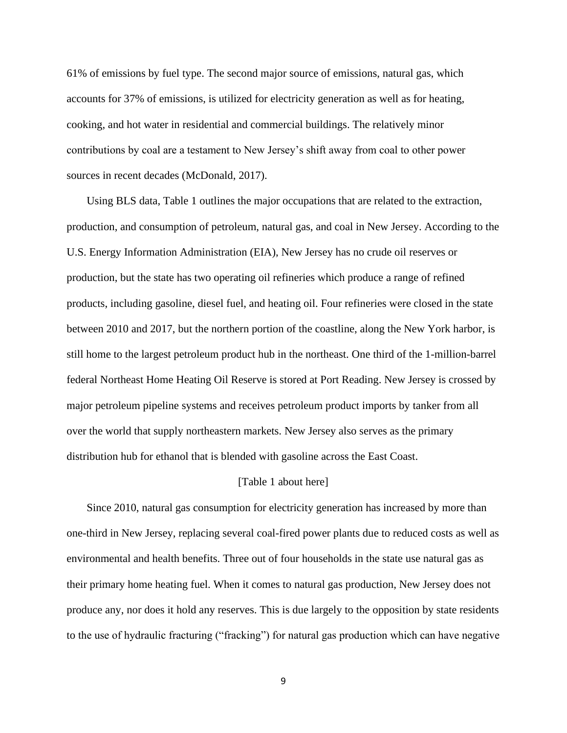61% of emissions by fuel type. The second major source of emissions, natural gas, which accounts for 37% of emissions, is utilized for electricity generation as well as for heating, cooking, and hot water in residential and commercial buildings. The relatively minor contributions by coal are a testament to New Jersey's shift away from coal to other power sources in recent decades (McDonald, 2017).

Using BLS data, Table 1 outlines the major occupations that are related to the extraction, production, and consumption of petroleum, natural gas, and coal in New Jersey. According to the U.S. Energy Information Administration (EIA), New Jersey has no crude oil reserves or production, but the state has two operating oil refineries which produce a range of refined products, including gasoline, diesel fuel, and heating oil. Four refineries were closed in the state between 2010 and 2017, but the northern portion of the coastline, along the New York harbor, is still home to the largest petroleum product hub in the northeast. One third of the 1-million-barrel federal Northeast Home Heating Oil Reserve is stored at Port Reading. New Jersey is crossed by major petroleum pipeline systems and receives petroleum product imports by tanker from all over the world that supply northeastern markets. New Jersey also serves as the primary distribution hub for ethanol that is blended with gasoline across the East Coast.

[Table 1 about here]

Since 2010, natural gas consumption for electricity generation has increased by more than one-third in New Jersey, replacing several coal-fired power plants due to reduced costs as well as environmental and health benefits. Three out of four households in the state use natural gas as their primary home heating fuel. When it comes to natural gas production, New Jersey does not produce any, nor does it hold any reserves. This is due largely to the opposition by state residents to the use of hydraulic fracturing ("fracking") for natural gas production which can have negative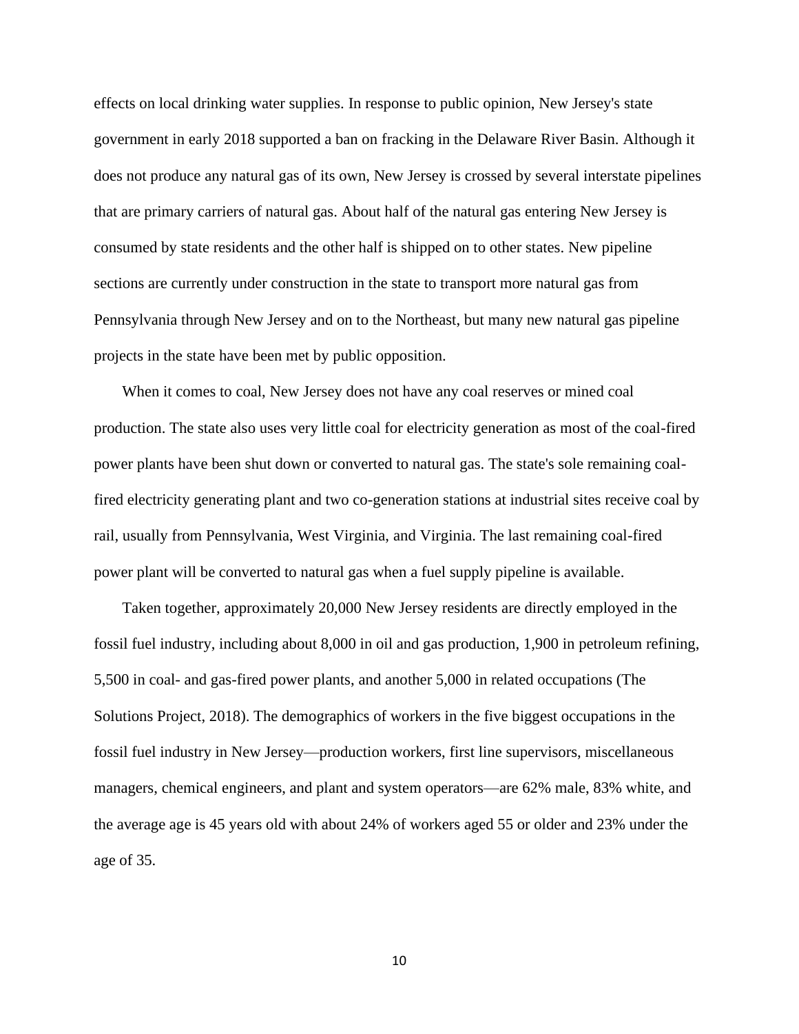effects on local drinking water supplies. In response to public opinion, New Jersey's state government in early 2018 supported a ban on fracking in the Delaware River Basin. Although it does not produce any natural gas of its own, New Jersey is crossed by several interstate pipelines that are primary carriers of natural gas. About half of the natural gas entering New Jersey is consumed by state residents and the other half is shipped on to other states. New pipeline sections are currently under construction in the state to transport more natural gas from Pennsylvania through New Jersey and on to the Northeast, but many new natural gas pipeline projects in the state have been met by public opposition.

When it comes to coal, New Jersey does not have any coal reserves or mined coal production. The state also uses very little coal for electricity generation as most of the coal-fired power plants have been shut down or converted to natural gas. The state's sole remaining coal-fired electricity generating plant and two co-generation stations at industrial sites receive coal by rail, usually from Pennsylvania, West Virginia, and Virginia. The last remaining coal-fired power plant will be converted to natural gas when a fuel supply pipeline is available.

Taken together, approximately 20,000 New Jersey residents are directly employed in the fossil fuel industry, including about 8,000 in oil and gas production, 1,900 in petroleum refining, 5,500 in coal- and gas-fired power plants, and another 5,000 in related occupations (The Solutions Project, 2018). The demographics of workers in the five biggest occupations in the fossil fuel industry in New Jersey—production workers, first line supervisors, miscellaneous managers, chemical engineers, and plant and system operators—are 62% male, 83% white, and the average age is 45 years old with about 24% of workers aged 55 or older and 23% under the age of 35.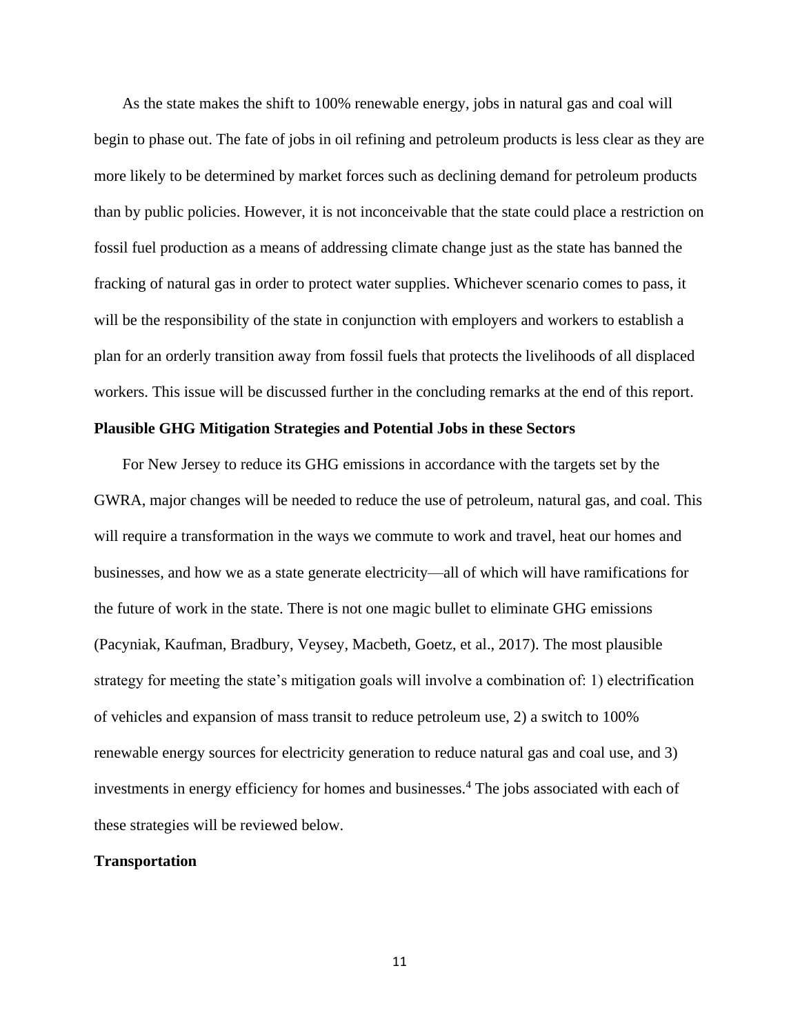As the state makes the shift to 100% renewable energy, jobs in natural gas and coal will begin to phase out. The fate of jobs in oil refining and petroleum products is less clear as they are more likely to be determined by market forces such as declining demand for petroleum products than by public policies. However, it is not inconceivable that the state could place a restriction on fossil fuel production as a means of addressing climate change just as the state has banned the fracking of natural gas in order to protect water supplies. Whichever scenario comes to pass, it will be the responsibility of the state in conjunction with employers and workers to establish a plan for an orderly transition away from fossil fuels that protects the livelihoods of all displaced workers. This issue will be discussed further in the concluding remarks at the end of this report.

**Plausible GHG Mitigation Strategies and Potential Jobs in these Sectors**

For New Jersey to reduce its GHG emissions in accordance with the targets set by the GWRA, major changes will be needed to reduce the use of petroleum, natural gas, and coal. This will require a transformation in the ways we commute to work and travel, heat our homes and businesses, and how we as a state generate electricity—all of which will have ramifications for the future of work in the state. There is not one magic bullet to eliminate GHG emissions (Pacyniak, Kaufman, Bradbury, Veysey, Macbeth, Goetz, et al., 2017). The most plausible strategy for meeting the state's mitigation goals will involve a combination of: 1) electrification of vehicles and expansion of mass transit to reduce petroleum use, 2) a switch to 100% renewable energy sources for electricity generation to reduce natural gas and coal use, and 3) investments in energy efficiency for homes and businesses.[4] The jobs associated with each of these strategies will be reviewed below.

**Transportation**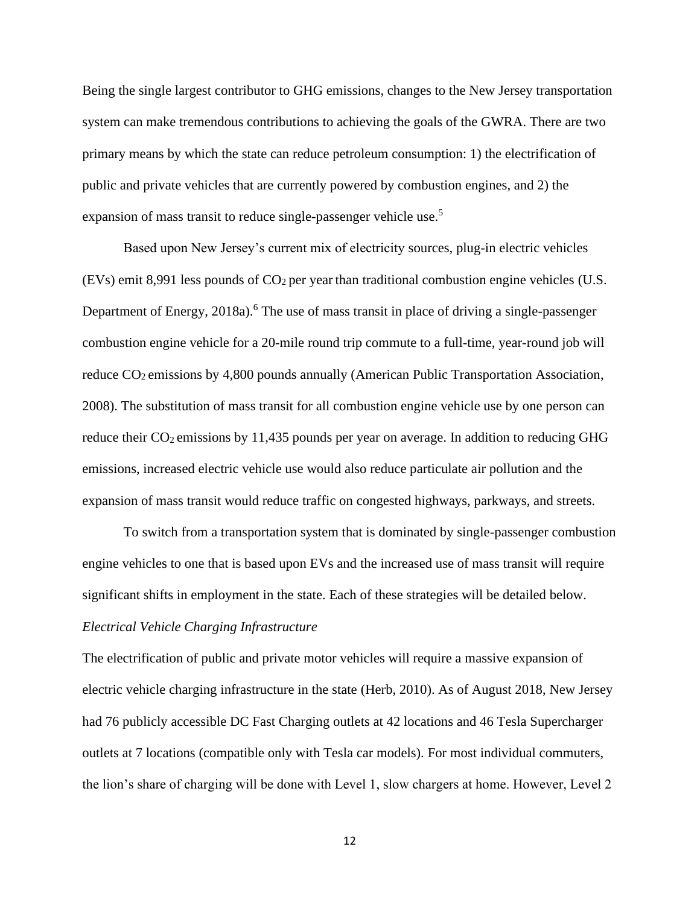Being the single largest contributor to GHG emissions, changes to the New Jersey transportation system can make tremendous contributions to achieving the goals of the GWRA. There are two primary means by which the state can reduce petroleum consumption: 1) the electrification of public and private vehicles that are currently powered by combustion engines, and 2) the expansion of mass transit to reduce single-passenger vehicle use.[5]

Based upon New Jersey's current mix of electricity sources, plug-in electric vehicles (EVs) emit 8,991 less pounds of $CO_2$ per year than traditional combustion engine vehicles (U.S. Department of Energy, 2018a).[6] The use of mass transit in place of driving a single-passenger combustion engine vehicle for a 20-mile round trip commute to a full-time, year-round job will reduce $CO_2$ emissions by 4,800 pounds annually (American Public Transportation Association, 2008). The substitution of mass transit for all combustion engine vehicle use by one person can reduce their $CO_2$ emissions by 11,435 pounds per year on average. In addition to reducing GHG emissions, increased electric vehicle use would also reduce particulate air pollution and the expansion of mass transit would reduce traffic on congested highways, parkways, and streets.

To switch from a transportation system that is dominated by single-passenger combustion engine vehicles to one that is based upon EVs and the increased use of mass transit will require significant shifts in employment in the state. Each of these strategies will be detailed below.

*Electrical Vehicle Charging Infrastructure*

The electrification of public and private motor vehicles will require a massive expansion of electric vehicle charging infrastructure in the state (Herb, 2010). As of August 2018, New Jersey had 76 publicly accessible DC Fast Charging outlets at 42 locations and 46 Tesla Supercharger outlets at 7 locations (compatible only with Tesla car models). For most individual commuters, the lion's share of charging will be done with Level 1, slow chargers at home. However, Level 2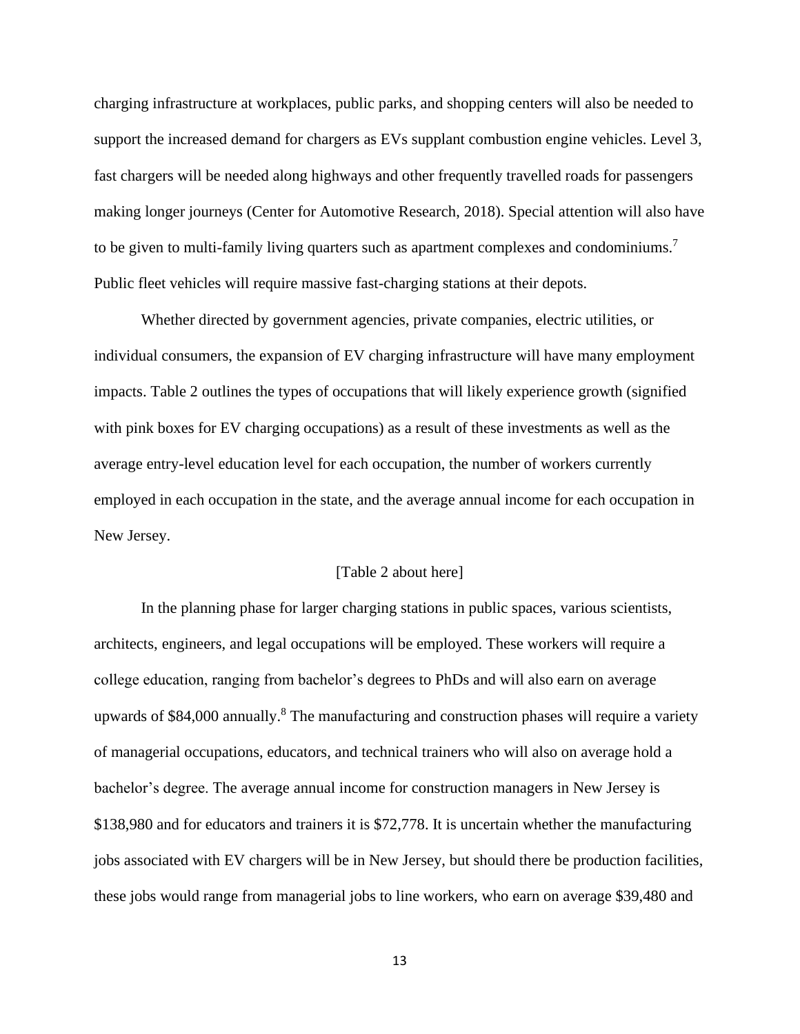charging infrastructure at workplaces, public parks, and shopping centers will also be needed to support the increased demand for chargers as EVs supplant combustion engine vehicles. Level 3, fast chargers will be needed along highways and other frequently travelled roads for passengers making longer journeys (Center for Automotive Research, 2018). Special attention will also have to be given to multi-family living quarters such as apartment complexes and condominiums.[7] Public fleet vehicles will require massive fast-charging stations at their depots.

Whether directed by government agencies, private companies, electric utilities, or individual consumers, the expansion of EV charging infrastructure will have many employment impacts. Table 2 outlines the types of occupations that will likely experience growth (signified with pink boxes for EV charging occupations) as a result of these investments as well as the average entry-level education level for each occupation, the number of workers currently employed in each occupation in the state, and the average annual income for each occupation in New Jersey.

[Table 2 about here]

In the planning phase for larger charging stations in public spaces, various scientists, architects, engineers, and legal occupations will be employed. These workers will require a college education, ranging from bachelor's degrees to PhDs and will also earn on average upwards of $84,000 annually.[8] The manufacturing and construction phases will require a variety of managerial occupations, educators, and technical trainers who will also on average hold a bachelor's degree. The average annual income for construction managers in New Jersey is $138,980 and for educators and trainers it is $72,778. It is uncertain whether the manufacturing jobs associated with EV chargers will be in New Jersey, but should there be production facilities, these jobs would range from managerial jobs to line workers, who earn on average $39,480 and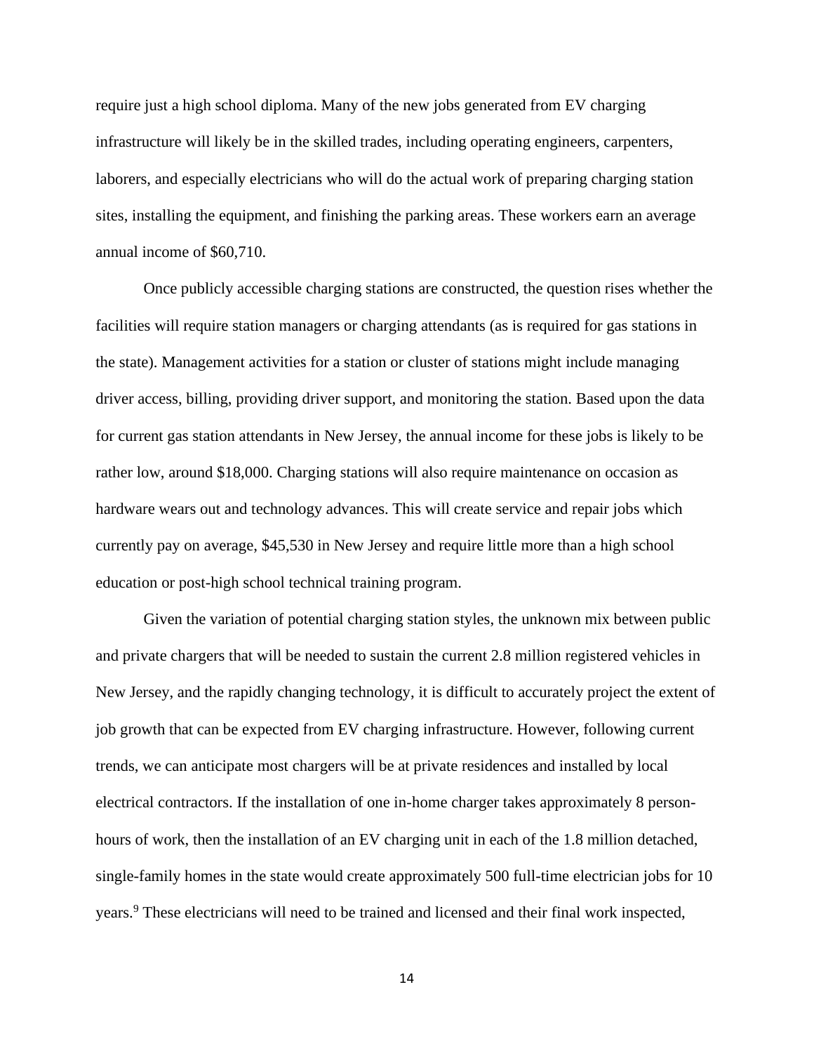require just a high school diploma. Many of the new jobs generated from EV charging infrastructure will likely be in the skilled trades, including operating engineers, carpenters, laborers, and especially electricians who will do the actual work of preparing charging station sites, installing the equipment, and finishing the parking areas. These workers earn an average annual income of $60,710.

Once publicly accessible charging stations are constructed, the question rises whether the facilities will require station managers or charging attendants (as is required for gas stations in the state). Management activities for a station or cluster of stations might include managing driver access, billing, providing driver support, and monitoring the station. Based upon the data for current gas station attendants in New Jersey, the annual income for these jobs is likely to be rather low, around $18,000. Charging stations will also require maintenance on occasion as hardware wears out and technology advances. This will create service and repair jobs which currently pay on average, $45,530 in New Jersey and require little more than a high school education or post-high school technical training program.

Given the variation of potential charging station styles, the unknown mix between public and private chargers that will be needed to sustain the current 2.8 million registered vehicles in New Jersey, and the rapidly changing technology, it is difficult to accurately project the extent of job growth that can be expected from EV charging infrastructure. However, following current trends, we can anticipate most chargers will be at private residences and installed by local electrical contractors. If the installation of one in-home charger takes approximately 8 person-hours of work, then the installation of an EV charging unit in each of the 1.8 million detached, single-family homes in the state would create approximately 500 full-time electrician jobs for 10 years.[9] These electricians will need to be trained and licensed and their final work inspected,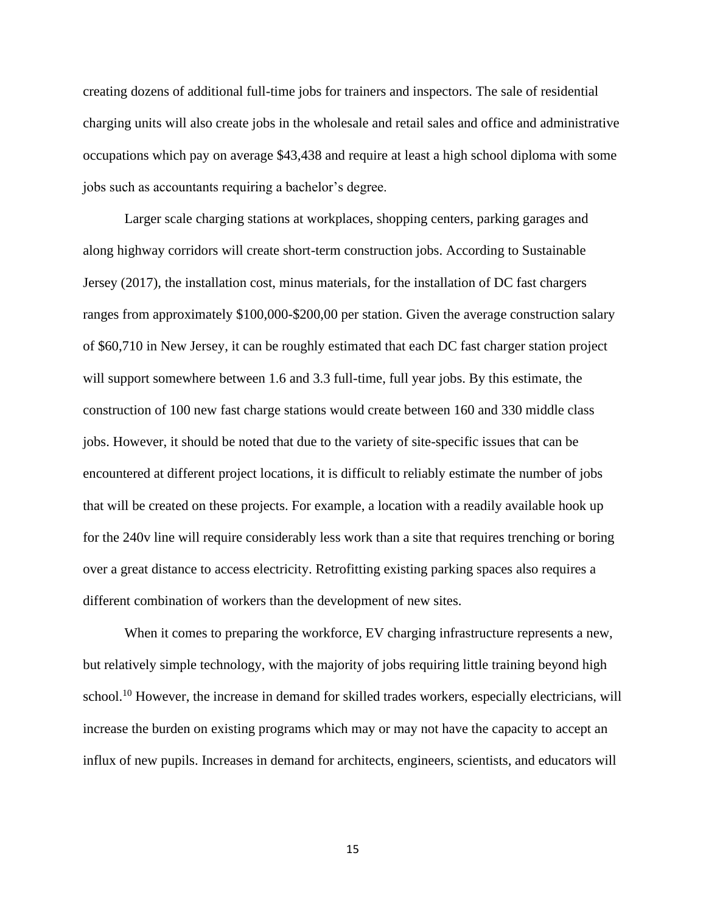creating dozens of additional full-time jobs for trainers and inspectors. The sale of residential charging units will also create jobs in the wholesale and retail sales and office and administrative occupations which pay on average $43,438 and require at least a high school diploma with some jobs such as accountants requiring a bachelor's degree.

Larger scale charging stations at workplaces, shopping centers, parking garages and along highway corridors will create short-term construction jobs. According to Sustainable Jersey (2017), the installation cost, minus materials, for the installation of DC fast chargers ranges from approximately $100,000-$200,00 per station. Given the average construction salary of $60,710 in New Jersey, it can be roughly estimated that each DC fast charger station project will support somewhere between 1.6 and 3.3 full-time, full year jobs. By this estimate, the construction of 100 new fast charge stations would create between 160 and 330 middle class jobs. However, it should be noted that due to the variety of site-specific issues that can be encountered at different project locations, it is difficult to reliably estimate the number of jobs that will be created on these projects. For example, a location with a readily available hook up for the 240v line will require considerably less work than a site that requires trenching or boring over a great distance to access electricity. Retrofitting existing parking spaces also requires a different combination of workers than the development of new sites.

When it comes to preparing the workforce, EV charging infrastructure represents a new, but relatively simple technology, with the majority of jobs requiring little training beyond high school.[10] However, the increase in demand for skilled trades workers, especially electricians, will increase the burden on existing programs which may or may not have the capacity to accept an influx of new pupils. Increases in demand for architects, engineers, scientists, and educators will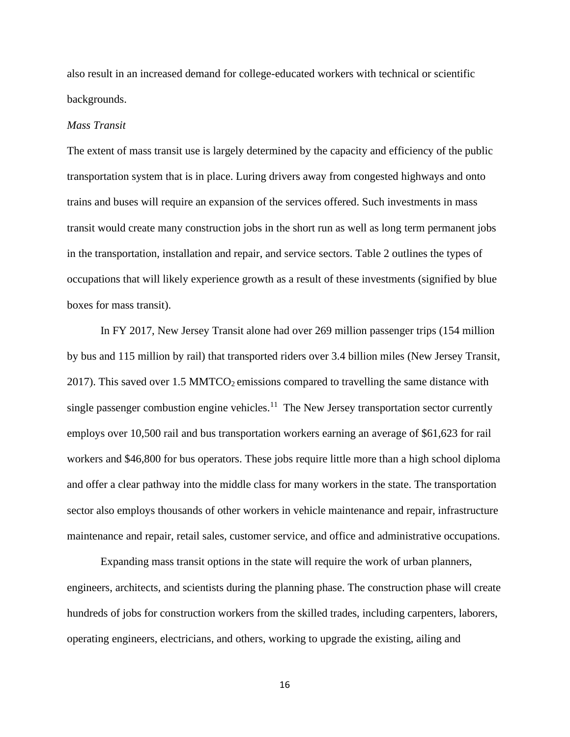also result in an increased demand for college-educated workers with technical or scientific backgrounds.

*Mass Transit*

The extent of mass transit use is largely determined by the capacity and efficiency of the public transportation system that is in place. Luring drivers away from congested highways and onto trains and buses will require an expansion of the services offered. Such investments in mass transit would create many construction jobs in the short run as well as long term permanent jobs in the transportation, installation and repair, and service sectors. Table 2 outlines the types of occupations that will likely experience growth as a result of these investments (signified by blue boxes for mass transit).

In FY 2017, New Jersey Transit alone had over 269 million passenger trips (154 million by bus and 115 million by rail) that transported riders over 3.4 billion miles (New Jersey Transit, 2017). This saved over 1.5 $MMTCO_2$ emissions compared to travelling the same distance with single passenger combustion engine vehicles.[11] The New Jersey transportation sector currently employs over 10,500 rail and bus transportation workers earning an average of \$61,623 for rail workers and \$46,800 for bus operators. These jobs require little more than a high school diploma and offer a clear pathway into the middle class for many workers in the state. The transportation sector also employs thousands of other workers in vehicle maintenance and repair, infrastructure maintenance and repair, retail sales, customer service, and office and administrative occupations.

Expanding mass transit options in the state will require the work of urban planners, engineers, architects, and scientists during the planning phase. The construction phase will create hundreds of jobs for construction workers from the skilled trades, including carpenters, laborers, operating engineers, electricians, and others, working to upgrade the existing, ailing and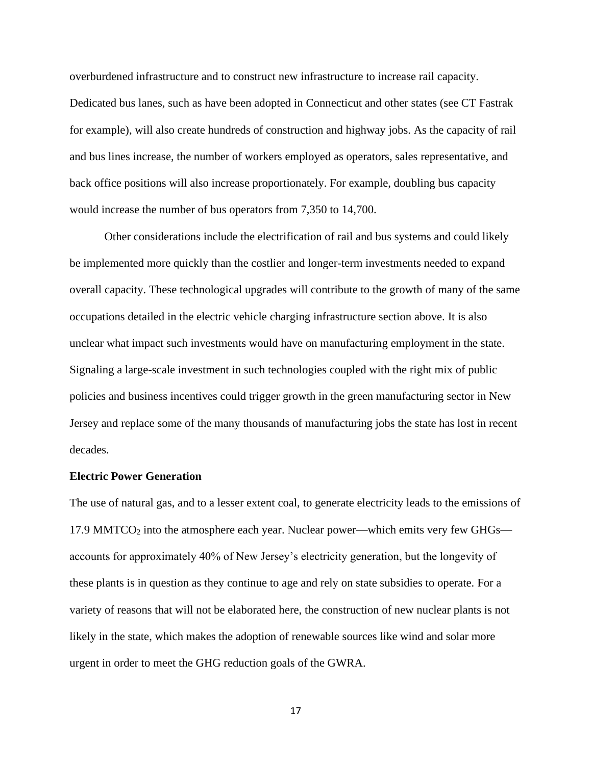overburdened infrastructure and to construct new infrastructure to increase rail capacity. Dedicated bus lanes, such as have been adopted in Connecticut and other states (see CT Fastrak for example), will also create hundreds of construction and highway jobs. As the capacity of rail and bus lines increase, the number of workers employed as operators, sales representative, and back office positions will also increase proportionately. For example, doubling bus capacity would increase the number of bus operators from 7,350 to 14,700.

Other considerations include the electrification of rail and bus systems and could likely be implemented more quickly than the costlier and longer-term investments needed to expand overall capacity. These technological upgrades will contribute to the growth of many of the same occupations detailed in the electric vehicle charging infrastructure section above. It is also unclear what impact such investments would have on manufacturing employment in the state. Signaling a large-scale investment in such technologies coupled with the right mix of public policies and business incentives could trigger growth in the green manufacturing sector in New Jersey and replace some of the many thousands of manufacturing jobs the state has lost in recent decades.

**Electric Power Generation**

The use of natural gas, and to a lesser extent coal, to generate electricity leads to the emissions of 17.9 $MMTCO_2$ into the atmosphere each year. Nuclear power—which emits very few GHGs—accounts for approximately 40% of New Jersey's electricity generation, but the longevity of these plants is in question as they continue to age and rely on state subsidies to operate. For a variety of reasons that will not be elaborated here, the construction of new nuclear plants is not likely in the state, which makes the adoption of renewable sources like wind and solar more urgent in order to meet the GHG reduction goals of the GWRA.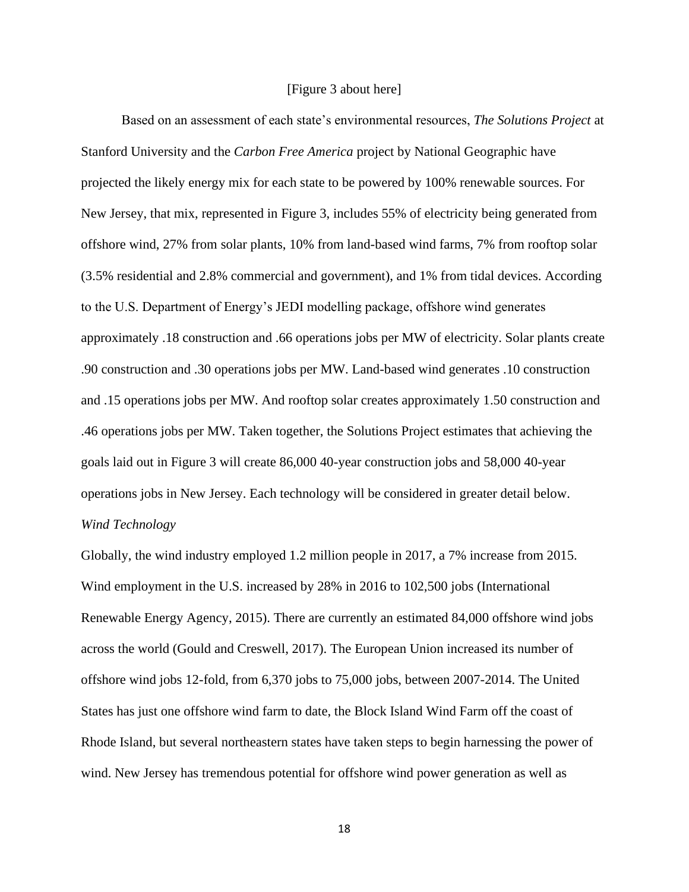[Figure 3 about here]

Based on an assessment of each state's environmental resources, *The Solutions Project* at Stanford University and the *Carbon Free America* project by National Geographic have projected the likely energy mix for each state to be powered by 100% renewable sources. For New Jersey, that mix, represented in Figure 3, includes 55% of electricity being generated from offshore wind, 27% from solar plants, 10% from land-based wind farms, 7% from rooftop solar (3.5% residential and 2.8% commercial and government), and 1% from tidal devices. According to the U.S. Department of Energy's JEDI modelling package, offshore wind generates approximately .18 construction and .66 operations jobs per MW of electricity. Solar plants create .90 construction and .30 operations jobs per MW. Land-based wind generates .10 construction and .15 operations jobs per MW. And rooftop solar creates approximately 1.50 construction and .46 operations jobs per MW. Taken together, the Solutions Project estimates that achieving the goals laid out in Figure 3 will create 86,000 40-year construction jobs and 58,000 40-year operations jobs in New Jersey. Each technology will be considered in greater detail below.

*Wind Technology*

Globally, the wind industry employed 1.2 million people in 2017, a 7% increase from 2015. Wind employment in the U.S. increased by 28% in 2016 to 102,500 jobs (International Renewable Energy Agency, 2015). There are currently an estimated 84,000 offshore wind jobs across the world (Gould and Creswell, 2017). The European Union increased its number of offshore wind jobs 12-fold, from 6,370 jobs to 75,000 jobs, between 2007-2014. The United States has just one offshore wind farm to date, the Block Island Wind Farm off the coast of Rhode Island, but several northeastern states have taken steps to begin harnessing the power of wind. New Jersey has tremendous potential for offshore wind power generation as well as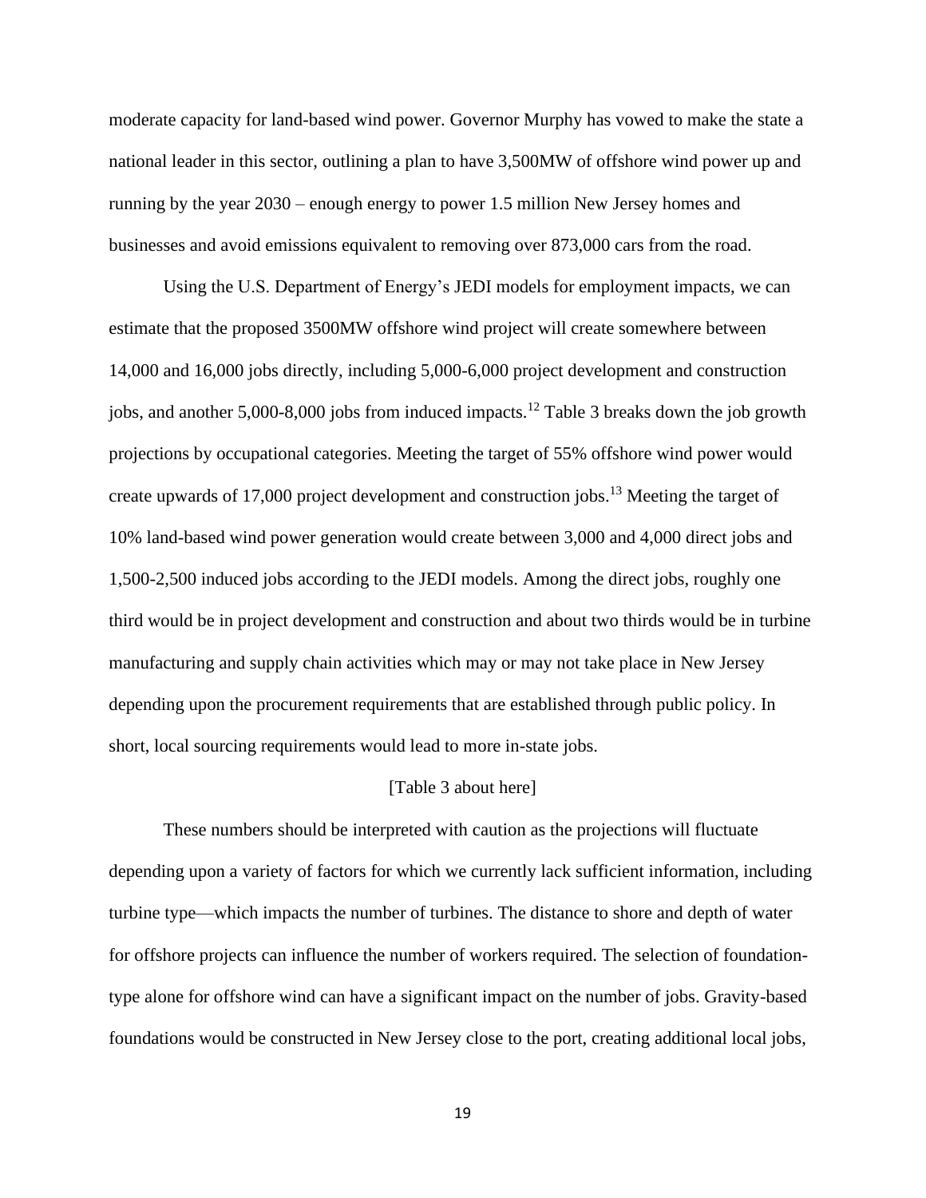moderate capacity for land-based wind power. Governor Murphy has vowed to make the state a national leader in this sector, outlining a plan to have 3,500MW of offshore wind power up and running by the year 2030 – enough energy to power 1.5 million New Jersey homes and businesses and avoid emissions equivalent to removing over 873,000 cars from the road.

Using the U.S. Department of Energy's JEDI models for employment impacts, we can estimate that the proposed 3500MW offshore wind project will create somewhere between 14,000 and 16,000 jobs directly, including 5,000-6,000 project development and construction jobs, and another 5,000-8,000 jobs from induced impacts.[12] Table 3 breaks down the job growth projections by occupational categories. Meeting the target of 55% offshore wind power would create upwards of 17,000 project development and construction jobs.[13] Meeting the target of 10% land-based wind power generation would create between 3,000 and 4,000 direct jobs and 1,500-2,500 induced jobs according to the JEDI models. Among the direct jobs, roughly one third would be in project development and construction and about two thirds would be in turbine manufacturing and supply chain activities which may or may not take place in New Jersey depending upon the procurement requirements that are established through public policy. In short, local sourcing requirements would lead to more in-state jobs.

[Table 3 about here]

These numbers should be interpreted with caution as the projections will fluctuate depending upon a variety of factors for which we currently lack sufficient information, including turbine type—which impacts the number of turbines. The distance to shore and depth of water for offshore projects can influence the number of workers required. The selection of foundation-type alone for offshore wind can have a significant impact on the number of jobs. Gravity-based foundations would be constructed in New Jersey close to the port, creating additional local jobs,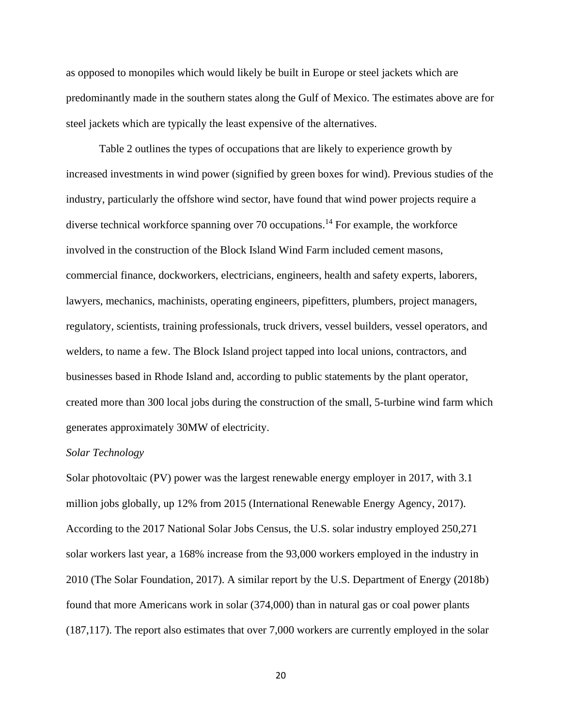as opposed to monopiles which would likely be built in Europe or steel jackets which are predominantly made in the southern states along the Gulf of Mexico. The estimates above are for steel jackets which are typically the least expensive of the alternatives.

Table 2 outlines the types of occupations that are likely to experience growth by increased investments in wind power (signified by green boxes for wind). Previous studies of the industry, particularly the offshore wind sector, have found that wind power projects require a diverse technical workforce spanning over 70 occupations.[14] For example, the workforce involved in the construction of the Block Island Wind Farm included cement masons, commercial finance, dockworkers, electricians, engineers, health and safety experts, laborers, lawyers, mechanics, machinists, operating engineers, pipefitters, plumbers, project managers, regulatory, scientists, training professionals, truck drivers, vessel builders, vessel operators, and welders, to name a few. The Block Island project tapped into local unions, contractors, and businesses based in Rhode Island and, according to public statements by the plant operator, created more than 300 local jobs during the construction of the small, 5-turbine wind farm which generates approximately 30MW of electricity.

*Solar Technology*

Solar photovoltaic (PV) power was the largest renewable energy employer in 2017, with 3.1 million jobs globally, up 12% from 2015 (International Renewable Energy Agency, 2017). According to the 2017 National Solar Jobs Census, the U.S. solar industry employed 250,271 solar workers last year, a 168% increase from the 93,000 workers employed in the industry in 2010 (The Solar Foundation, 2017). A similar report by the U.S. Department of Energy (2018b) found that more Americans work in solar (374,000) than in natural gas or coal power plants (187,117). The report also estimates that over 7,000 workers are currently employed in the solar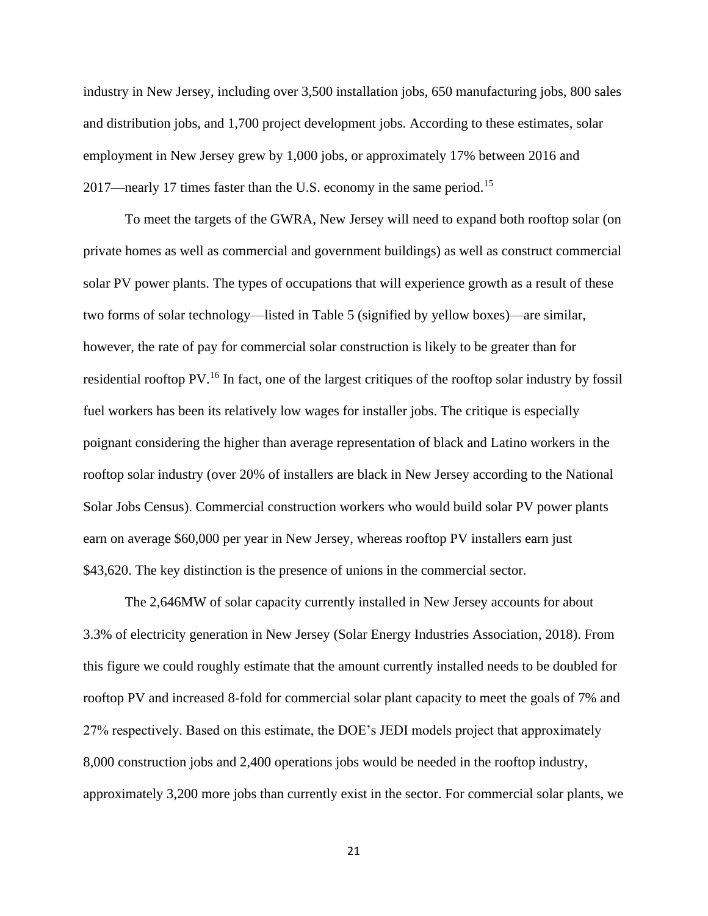industry in New Jersey, including over 3,500 installation jobs, 650 manufacturing jobs, 800 sales and distribution jobs, and 1,700 project development jobs. According to these estimates, solar employment in New Jersey grew by 1,000 jobs, or approximately 17% between 2016 and 2017—nearly 17 times faster than the U.S. economy in the same period.[15]

To meet the targets of the GWRA, New Jersey will need to expand both rooftop solar (on private homes as well as commercial and government buildings) as well as construct commercial solar PV power plants. The types of occupations that will experience growth as a result of these two forms of solar technology—listed in Table 5 (signified by yellow boxes)—are similar, however, the rate of pay for commercial solar construction is likely to be greater than for residential rooftop PV.[16] In fact, one of the largest critiques of the rooftop solar industry by fossil fuel workers has been its relatively low wages for installer jobs. The critique is especially poignant considering the higher than average representation of black and Latino workers in the rooftop solar industry (over 20% of installers are black in New Jersey according to the National Solar Jobs Census). Commercial construction workers who would build solar PV power plants earn on average $60,000 per year in New Jersey, whereas rooftop PV installers earn just $43,620. The key distinction is the presence of unions in the commercial sector.

The 2,646MW of solar capacity currently installed in New Jersey accounts for about 3.3% of electricity generation in New Jersey (Solar Energy Industries Association, 2018). From this figure we could roughly estimate that the amount currently installed needs to be doubled for rooftop PV and increased 8-fold for commercial solar plant capacity to meet the goals of 7% and 27% respectively. Based on this estimate, the DOE's JEDI models project that approximately 8,000 construction jobs and 2,400 operations jobs would be needed in the rooftop industry, approximately 3,200 more jobs than currently exist in the sector. For commercial solar plants, we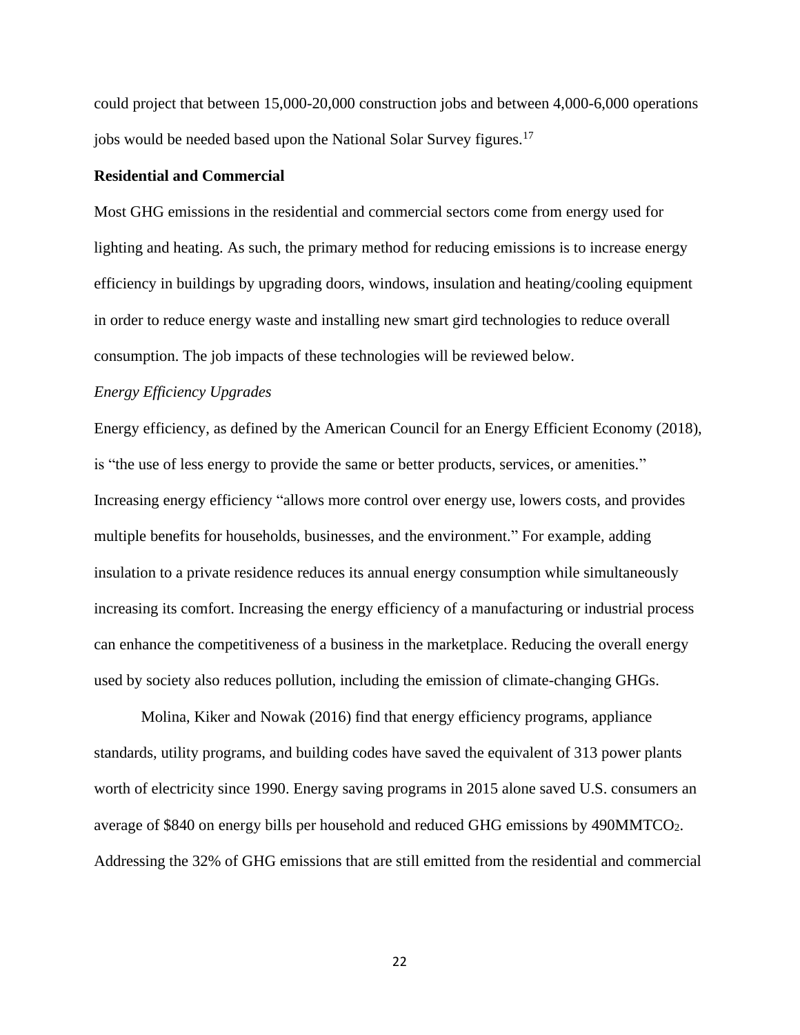could project that between 15,000-20,000 construction jobs and between 4,000-6,000 operations jobs would be needed based upon the National Solar Survey figures.[17]

**Residential and Commercial**

Most GHG emissions in the residential and commercial sectors come from energy used for lighting and heating. As such, the primary method for reducing emissions is to increase energy efficiency in buildings by upgrading doors, windows, insulation and heating/cooling equipment in order to reduce energy waste and installing new smart gird technologies to reduce overall consumption. The job impacts of these technologies will be reviewed below.

*Energy Efficiency Upgrades*

Energy efficiency, as defined by the American Council for an Energy Efficient Economy (2018), is "the use of less energy to provide the same or better products, services, or amenities." Increasing energy efficiency "allows more control over energy use, lowers costs, and provides multiple benefits for households, businesses, and the environment." For example, adding insulation to a private residence reduces its annual energy consumption while simultaneously increasing its comfort. Increasing the energy efficiency of a manufacturing or industrial process can enhance the competitiveness of a business in the marketplace. Reducing the overall energy used by society also reduces pollution, including the emission of climate-changing GHGs.

Molina, Kiker and Nowak (2016) find that energy efficiency programs, appliance standards, utility programs, and building codes have saved the equivalent of 313 power plants worth of electricity since 1990. Energy saving programs in 2015 alone saved U.S. consumers an average of $840 on energy bills per household and reduced GHG emissions by 490MMTCO$_2$. Addressing the 32% of GHG emissions that are still emitted from the residential and commercial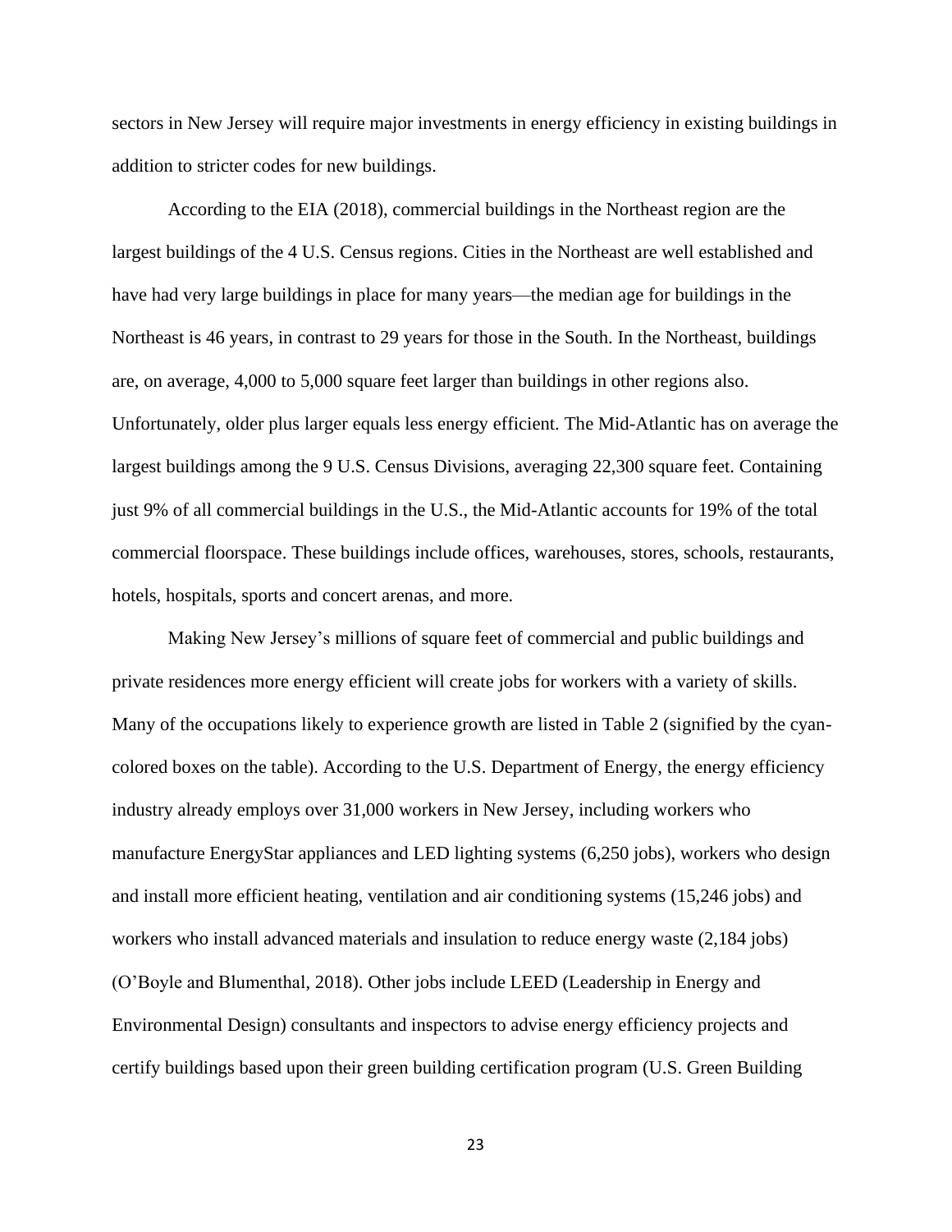sectors in New Jersey will require major investments in energy efficiency in existing buildings in addition to stricter codes for new buildings.

According to the EIA (2018), commercial buildings in the Northeast region are the largest buildings of the 4 U.S. Census regions. Cities in the Northeast are well established and have had very large buildings in place for many years—the median age for buildings in the Northeast is 46 years, in contrast to 29 years for those in the South. In the Northeast, buildings are, on average, 4,000 to 5,000 square feet larger than buildings in other regions also. Unfortunately, older plus larger equals less energy efficient. The Mid-Atlantic has on average the largest buildings among the 9 U.S. Census Divisions, averaging 22,300 square feet. Containing just 9% of all commercial buildings in the U.S., the Mid-Atlantic accounts for 19% of the total commercial floorspace. These buildings include offices, warehouses, stores, schools, restaurants, hotels, hospitals, sports and concert arenas, and more.

Making New Jersey's millions of square feet of commercial and public buildings and private residences more energy efficient will create jobs for workers with a variety of skills. Many of the occupations likely to experience growth are listed in Table 2 (signified by the cyan-colored boxes on the table). According to the U.S. Department of Energy, the energy efficiency industry already employs over 31,000 workers in New Jersey, including workers who manufacture EnergyStar appliances and LED lighting systems (6,250 jobs), workers who design and install more efficient heating, ventilation and air conditioning systems (15,246 jobs) and workers who install advanced materials and insulation to reduce energy waste (2,184 jobs) (O'Boyle and Blumenthal, 2018). Other jobs include LEED (Leadership in Energy and Environmental Design) consultants and inspectors to advise energy efficiency projects and certify buildings based upon their green building certification program (U.S. Green Building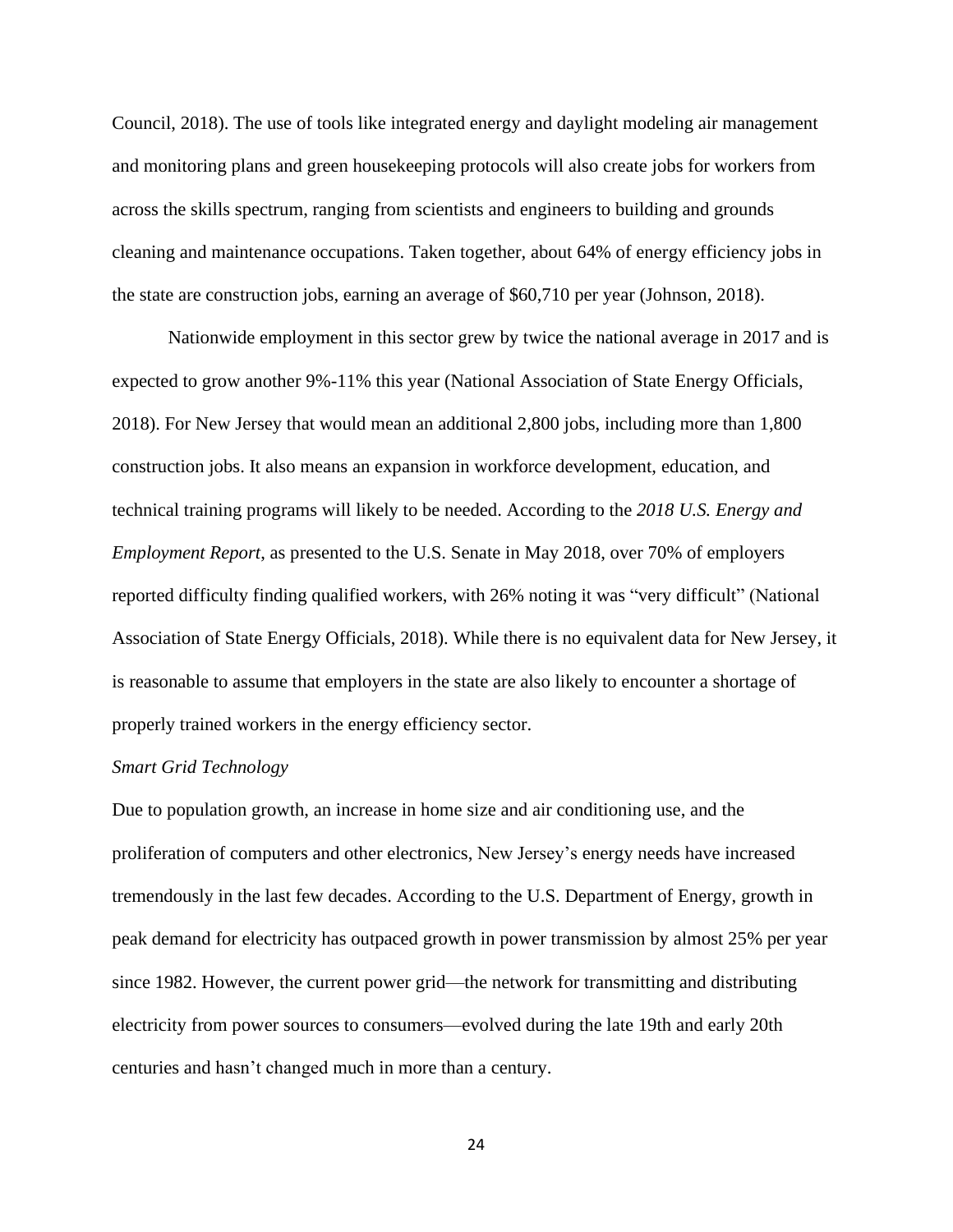Council, 2018). The use of tools like integrated energy and daylight modeling air management and monitoring plans and green housekeeping protocols will also create jobs for workers from across the skills spectrum, ranging from scientists and engineers to building and grounds cleaning and maintenance occupations. Taken together, about 64% of energy efficiency jobs in the state are construction jobs, earning an average of $60,710 per year (Johnson, 2018).

Nationwide employment in this sector grew by twice the national average in 2017 and is expected to grow another 9%-11% this year (National Association of State Energy Officials, 2018). For New Jersey that would mean an additional 2,800 jobs, including more than 1,800 construction jobs. It also means an expansion in workforce development, education, and technical training programs will likely to be needed. According to the *2018 U.S. Energy and Employment Report*, as presented to the U.S. Senate in May 2018, over 70% of employers reported difficulty finding qualified workers, with 26% noting it was "very difficult" (National Association of State Energy Officials, 2018). While there is no equivalent data for New Jersey, it is reasonable to assume that employers in the state are also likely to encounter a shortage of properly trained workers in the energy efficiency sector.

*Smart Grid Technology*

Due to population growth, an increase in home size and air conditioning use, and the proliferation of computers and other electronics, New Jersey's energy needs have increased tremendously in the last few decades. According to the U.S. Department of Energy, growth in peak demand for electricity has outpaced growth in power transmission by almost 25% per year since 1982. However, the current power grid—the network for transmitting and distributing electricity from power sources to consumers—evolved during the late 19th and early 20th centuries and hasn't changed much in more than a century.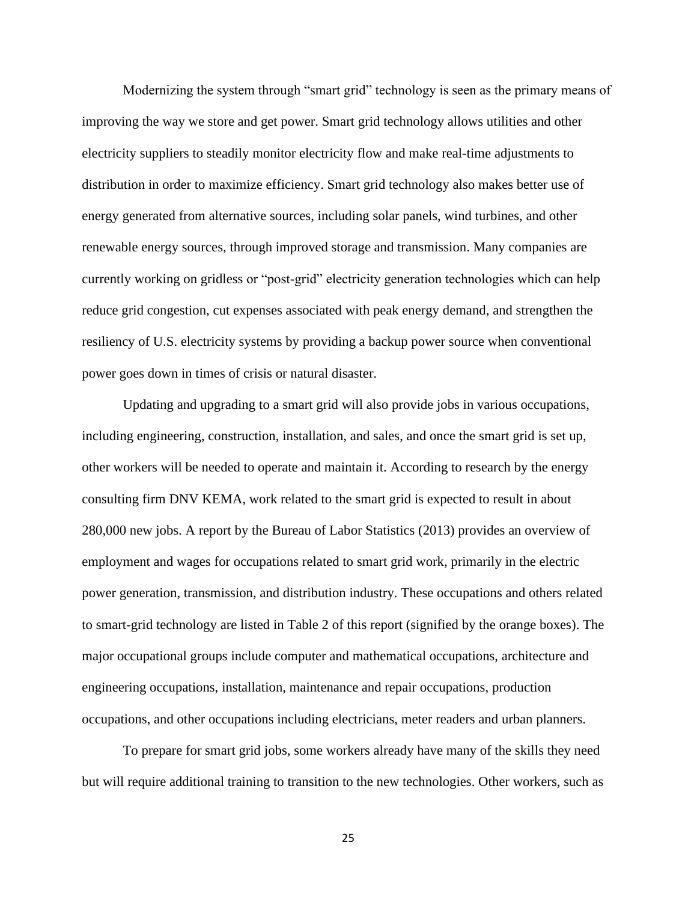Modernizing the system through "smart grid" technology is seen as the primary means of improving the way we store and get power. Smart grid technology allows utilities and other electricity suppliers to steadily monitor electricity flow and make real-time adjustments to distribution in order to maximize efficiency. Smart grid technology also makes better use of energy generated from alternative sources, including solar panels, wind turbines, and other renewable energy sources, through improved storage and transmission. Many companies are currently working on gridless or "post-grid" electricity generation technologies which can help reduce grid congestion, cut expenses associated with peak energy demand, and strengthen the resiliency of U.S. electricity systems by providing a backup power source when conventional power goes down in times of crisis or natural disaster.

Updating and upgrading to a smart grid will also provide jobs in various occupations, including engineering, construction, installation, and sales, and once the smart grid is set up, other workers will be needed to operate and maintain it. According to research by the energy consulting firm DNV KEMA, work related to the smart grid is expected to result in about 280,000 new jobs. A report by the Bureau of Labor Statistics (2013) provides an overview of employment and wages for occupations related to smart grid work, primarily in the electric power generation, transmission, and distribution industry. These occupations and others related to smart-grid technology are listed in Table 2 of this report (signified by the orange boxes). The major occupational groups include computer and mathematical occupations, architecture and engineering occupations, installation, maintenance and repair occupations, production occupations, and other occupations including electricians, meter readers and urban planners.

To prepare for smart grid jobs, some workers already have many of the skills they need but will require additional training to transition to the new technologies. Other workers, such as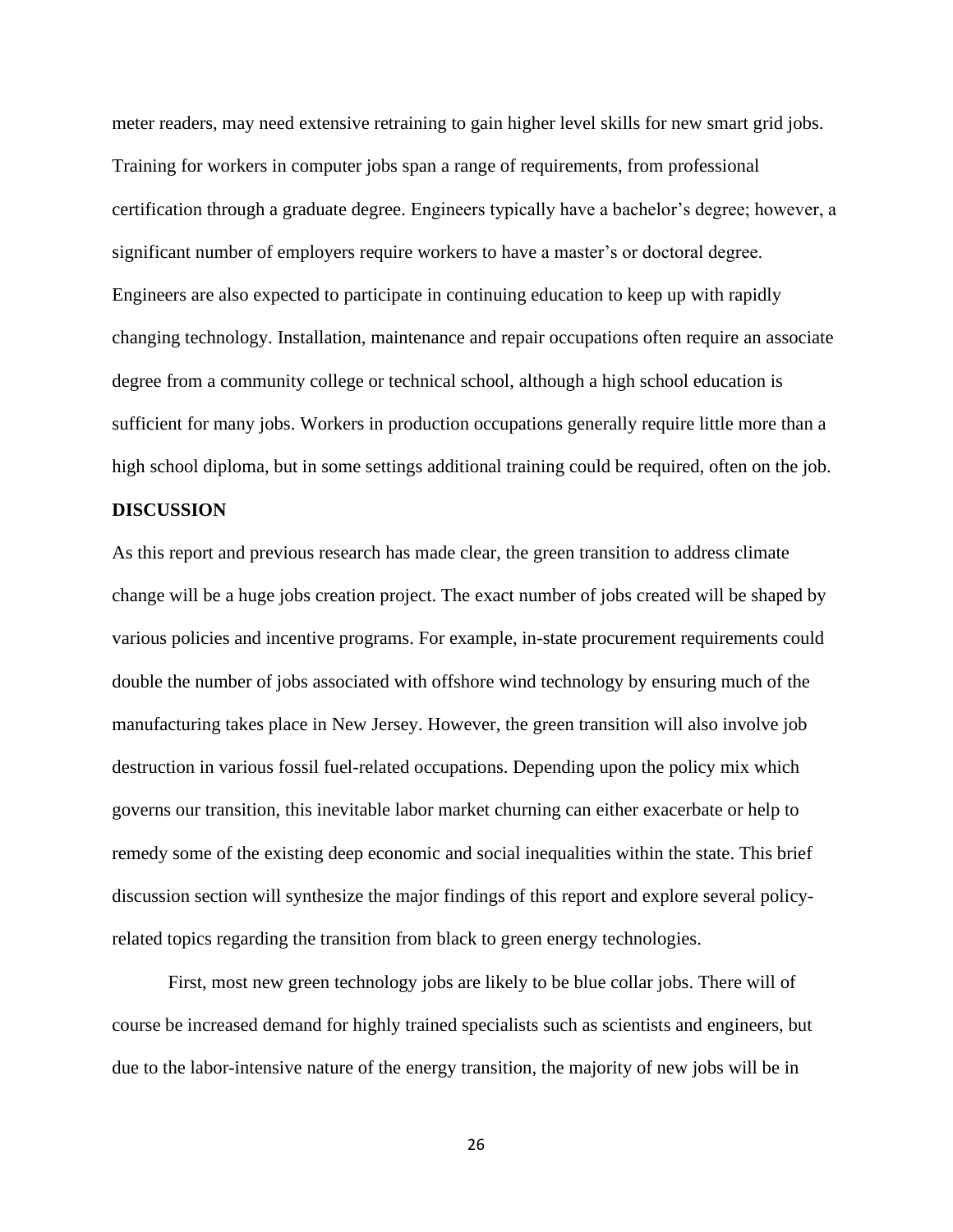meter readers, may need extensive retraining to gain higher level skills for new smart grid jobs. Training for workers in computer jobs span a range of requirements, from professional certification through a graduate degree. Engineers typically have a bachelor's degree; however, a significant number of employers require workers to have a master's or doctoral degree. Engineers are also expected to participate in continuing education to keep up with rapidly changing technology. Installation, maintenance and repair occupations often require an associate degree from a community college or technical school, although a high school education is sufficient for many jobs. Workers in production occupations generally require little more than a high school diploma, but in some settings additional training could be required, often on the job.

## DISCUSSION

As this report and previous research has made clear, the green transition to address climate change will be a huge jobs creation project. The exact number of jobs created will be shaped by various policies and incentive programs. For example, in-state procurement requirements could double the number of jobs associated with offshore wind technology by ensuring much of the manufacturing takes place in New Jersey. However, the green transition will also involve job destruction in various fossil fuel-related occupations. Depending upon the policy mix which governs our transition, this inevitable labor market churning can either exacerbate or help to remedy some of the existing deep economic and social inequalities within the state. This brief discussion section will synthesize the major findings of this report and explore several policy-related topics regarding the transition from black to green energy technologies.

First, most new green technology jobs are likely to be blue collar jobs. There will of course be increased demand for highly trained specialists such as scientists and engineers, but due to the labor-intensive nature of the energy transition, the majority of new jobs will be in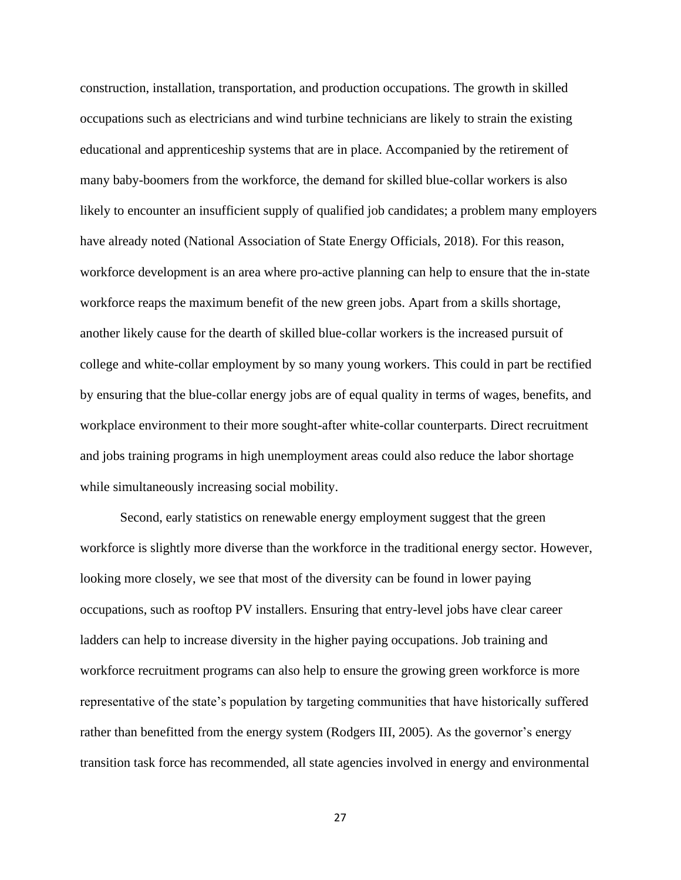construction, installation, transportation, and production occupations. The growth in skilled occupations such as electricians and wind turbine technicians are likely to strain the existing educational and apprenticeship systems that are in place. Accompanied by the retirement of many baby-boomers from the workforce, the demand for skilled blue-collar workers is also likely to encounter an insufficient supply of qualified job candidates; a problem many employers have already noted (National Association of State Energy Officials, 2018). For this reason, workforce development is an area where pro-active planning can help to ensure that the in-state workforce reaps the maximum benefit of the new green jobs. Apart from a skills shortage, another likely cause for the dearth of skilled blue-collar workers is the increased pursuit of college and white-collar employment by so many young workers. This could in part be rectified by ensuring that the blue-collar energy jobs are of equal quality in terms of wages, benefits, and workplace environment to their more sought-after white-collar counterparts. Direct recruitment and jobs training programs in high unemployment areas could also reduce the labor shortage while simultaneously increasing social mobility.

Second, early statistics on renewable energy employment suggest that the green workforce is slightly more diverse than the workforce in the traditional energy sector. However, looking more closely, we see that most of the diversity can be found in lower paying occupations, such as rooftop PV installers. Ensuring that entry-level jobs have clear career ladders can help to increase diversity in the higher paying occupations. Job training and workforce recruitment programs can also help to ensure the growing green workforce is more representative of the state's population by targeting communities that have historically suffered rather than benefitted from the energy system (Rodgers III, 2005). As the governor's energy transition task force has recommended, all state agencies involved in energy and environmental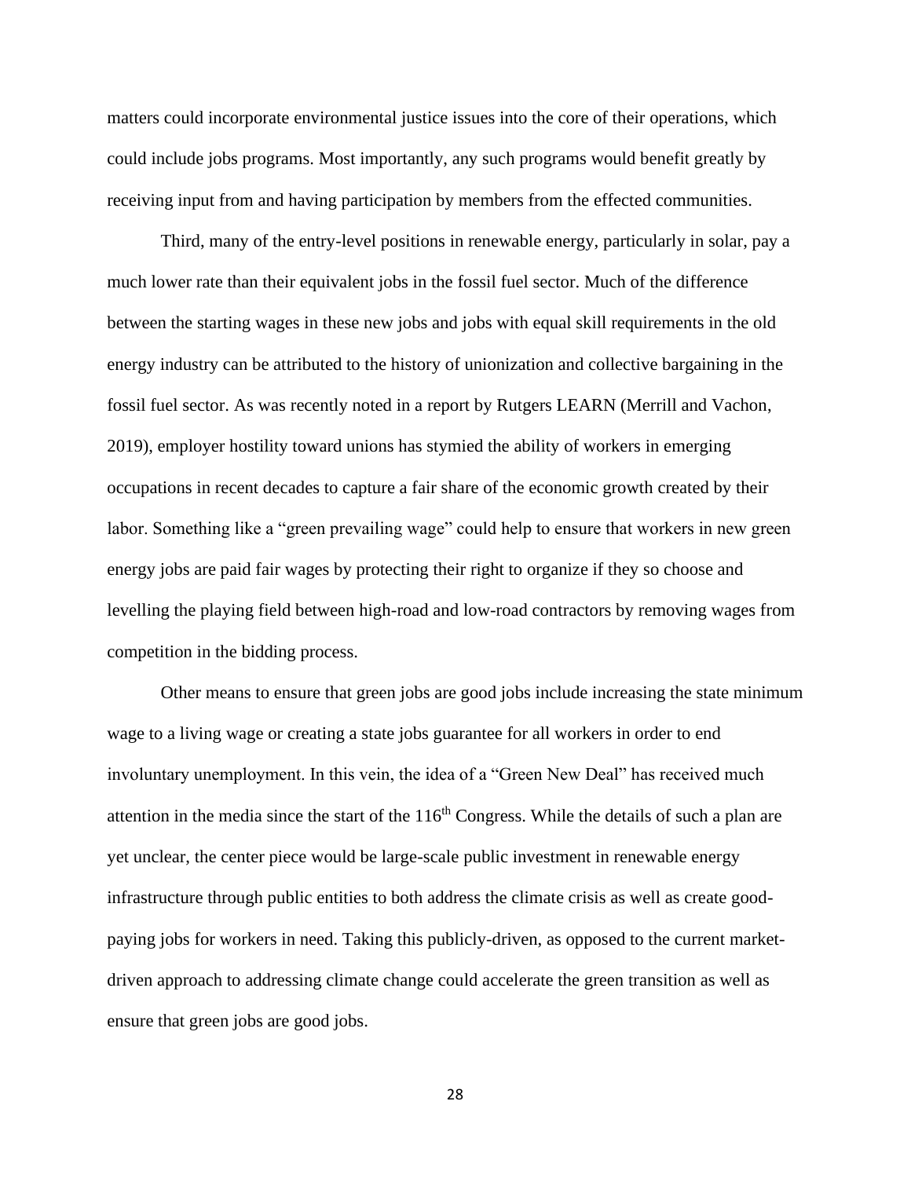matters could incorporate environmental justice issues into the core of their operations, which could include jobs programs. Most importantly, any such programs would benefit greatly by receiving input from and having participation by members from the effected communities.

Third, many of the entry-level positions in renewable energy, particularly in solar, pay a much lower rate than their equivalent jobs in the fossil fuel sector. Much of the difference between the starting wages in these new jobs and jobs with equal skill requirements in the old energy industry can be attributed to the history of unionization and collective bargaining in the fossil fuel sector. As was recently noted in a report by Rutgers LEARN (Merrill and Vachon, 2019), employer hostility toward unions has stymied the ability of workers in emerging occupations in recent decades to capture a fair share of the economic growth created by their labor. Something like a "green prevailing wage" could help to ensure that workers in new green energy jobs are paid fair wages by protecting their right to organize if they so choose and levelling the playing field between high-road and low-road contractors by removing wages from competition in the bidding process.

Other means to ensure that green jobs are good jobs include increasing the state minimum wage to a living wage or creating a state jobs guarantee for all workers in order to end involuntary unemployment. In this vein, the idea of a "Green New Deal" has received much attention in the media since the start of the 116th Congress. While the details of such a plan are yet unclear, the center piece would be large-scale public investment in renewable energy infrastructure through public entities to both address the climate crisis as well as create good-paying jobs for workers in need. Taking this publicly-driven, as opposed to the current market-driven approach to addressing climate change could accelerate the green transition as well as ensure that green jobs are good jobs.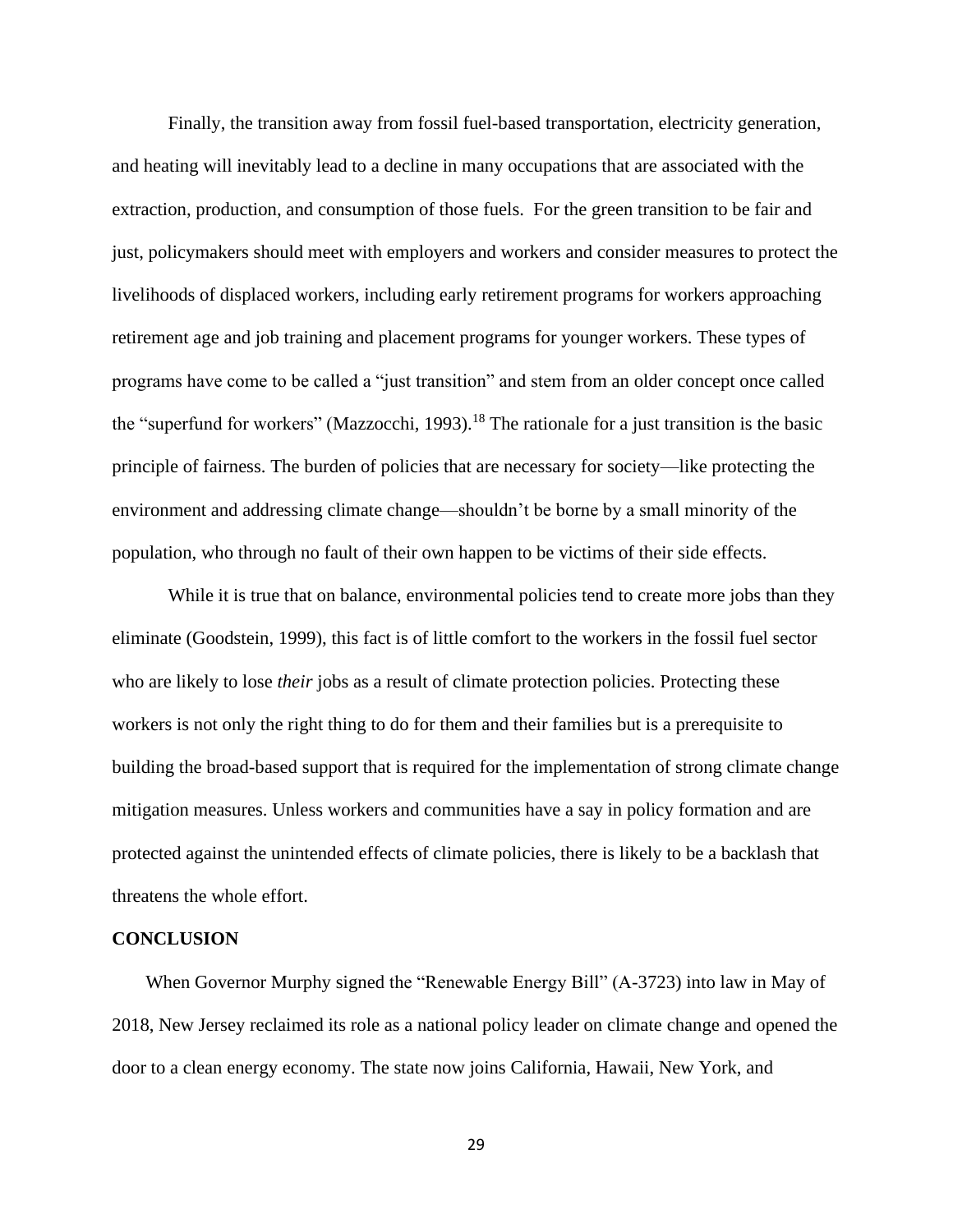Finally, the transition away from fossil fuel-based transportation, electricity generation, and heating will inevitably lead to a decline in many occupations that are associated with the extraction, production, and consumption of those fuels. For the green transition to be fair and just, policymakers should meet with employers and workers and consider measures to protect the livelihoods of displaced workers, including early retirement programs for workers approaching retirement age and job training and placement programs for younger workers. These types of programs have come to be called a "just transition" and stem from an older concept once called the "superfund for workers" (Mazzocchi, 1993).[18] The rationale for a just transition is the basic principle of fairness. The burden of policies that are necessary for society—like protecting the environment and addressing climate change—shouldn't be borne by a small minority of the population, who through no fault of their own happen to be victims of their side effects.

While it is true that on balance, environmental policies tend to create more jobs than they eliminate (Goodstein, 1999), this fact is of little comfort to the workers in the fossil fuel sector who are likely to lose *their* jobs as a result of climate protection policies. Protecting these workers is not only the right thing to do for them and their families but is a prerequisite to building the broad-based support that is required for the implementation of strong climate change mitigation measures. Unless workers and communities have a say in policy formation and are protected against the unintended effects of climate policies, there is likely to be a backlash that threatens the whole effort.

## CONCLUSION

When Governor Murphy signed the "Renewable Energy Bill" (A-3723) into law in May of 2018, New Jersey reclaimed its role as a national policy leader on climate change and opened the door to a clean energy economy. The state now joins California, Hawaii, New York, and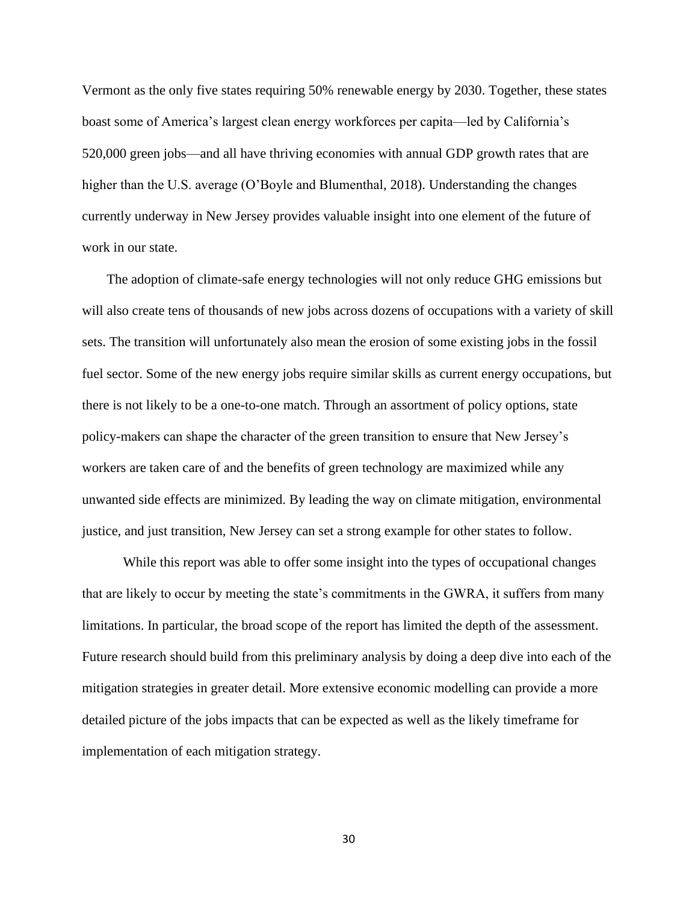Vermont as the only five states requiring 50% renewable energy by 2030. Together, these states boast some of America's largest clean energy workforces per capita—led by California's 520,000 green jobs—and all have thriving economies with annual GDP growth rates that are higher than the U.S. average (O'Boyle and Blumenthal, 2018). Understanding the changes currently underway in New Jersey provides valuable insight into one element of the future of work in our state.

The adoption of climate-safe energy technologies will not only reduce GHG emissions but will also create tens of thousands of new jobs across dozens of occupations with a variety of skill sets. The transition will unfortunately also mean the erosion of some existing jobs in the fossil fuel sector. Some of the new energy jobs require similar skills as current energy occupations, but there is not likely to be a one-to-one match. Through an assortment of policy options, state policy-makers can shape the character of the green transition to ensure that New Jersey's workers are taken care of and the benefits of green technology are maximized while any unwanted side effects are minimized. By leading the way on climate mitigation, environmental justice, and just transition, New Jersey can set a strong example for other states to follow.

While this report was able to offer some insight into the types of occupational changes that are likely to occur by meeting the state's commitments in the GWRA, it suffers from many limitations. In particular, the broad scope of the report has limited the depth of the assessment. Future research should build from this preliminary analysis by doing a deep dive into each of the mitigation strategies in greater detail. More extensive economic modelling can provide a more detailed picture of the jobs impacts that can be expected as well as the likely timeframe for implementation of each mitigation strategy.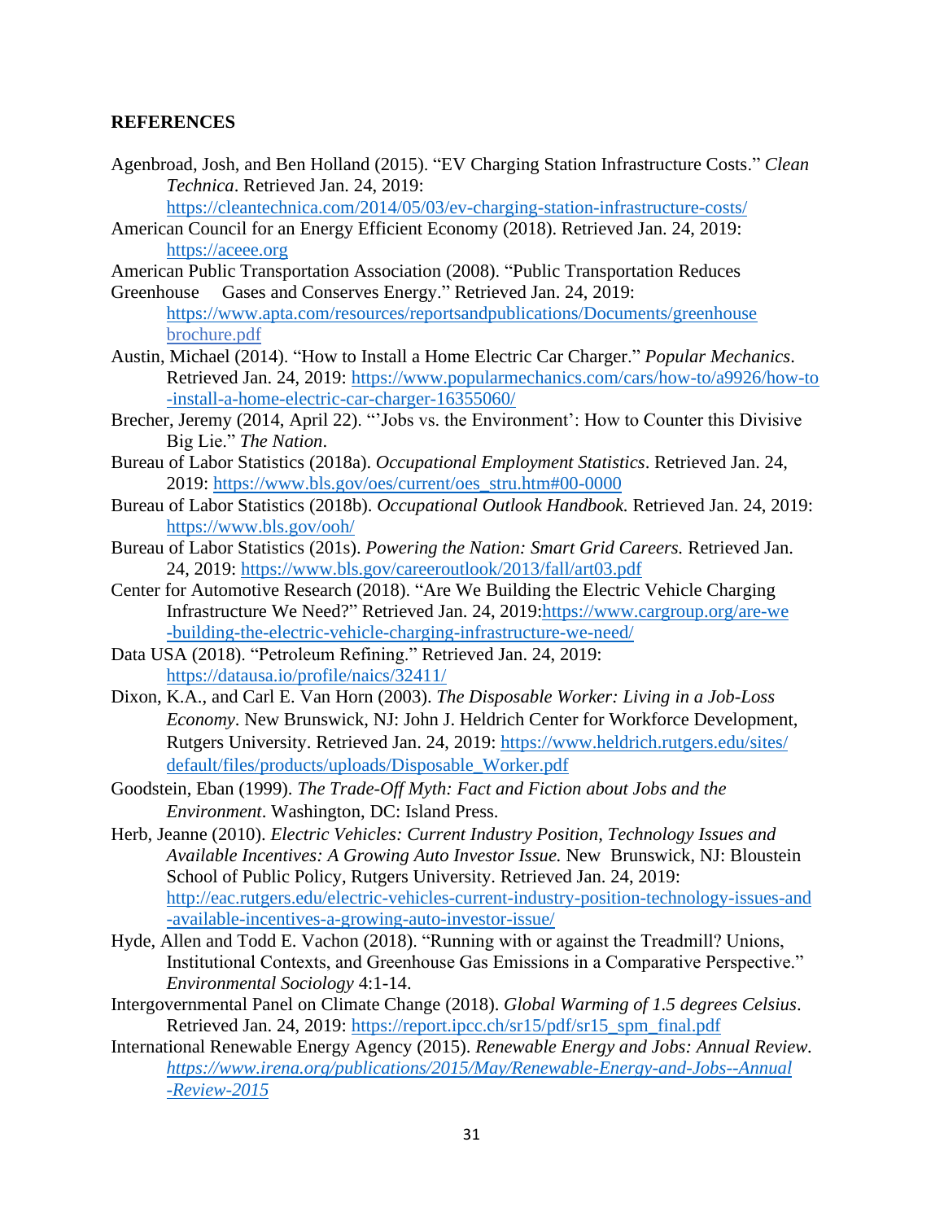**REFERENCES**

Agenbroad, Josh, and Ben Holland (2015). "EV Charging Station Infrastructure Costs." *Clean Technica*. Retrieved Jan. 24, 2019: https://cleantechnica.com/2014/05/03/ev-charging-station-infrastructure-costs/

American Council for an Energy Efficient Economy (2018). Retrieved Jan. 24, 2019: https://aceee.org

American Public Transportation Association (2008). "Public Transportation Reduces Greenhouse Gases and Conserves Energy." Retrieved Jan. 24, 2019: https://www.apta.com/resources/reportsandpublications/Documents/greenhouse brochure.pdf

Austin, Michael (2014). "How to Install a Home Electric Car Charger." *Popular Mechanics*. Retrieved Jan. 24, 2019: https://www.popularmechanics.com/cars/how-to/a9926/how-to-install-a-home-electric-car-charger-16355060/

Brecher, Jeremy (2014, April 22). "'Jobs vs. the Environment': How to Counter this Divisive Big Lie." *The Nation*.

Bureau of Labor Statistics (2018a). *Occupational Employment Statistics*. Retrieved Jan. 24, 2019: https://www.bls.gov/oes/current/oes_stru.htm#00-0000

Bureau of Labor Statistics (2018b). *Occupational Outlook Handbook.* Retrieved Jan. 24, 2019: https://www.bls.gov/ooh/

Bureau of Labor Statistics (201s). *Powering the Nation: Smart Grid Careers.* Retrieved Jan. 24, 2019: https://www.bls.gov/careeroutlook/2013/fall/art03.pdf

Center for Automotive Research (2018). "Are We Building the Electric Vehicle Charging Infrastructure We Need?" Retrieved Jan. 24, 2019:https://www.cargroup.org/are-we-building-the-electric-vehicle-charging-infrastructure-we-need/

Data USA (2018). "Petroleum Refining." Retrieved Jan. 24, 2019: https://datausa.io/profile/naics/32411/

Dixon, K.A., and Carl E. Van Horn (2003). *The Disposable Worker: Living in a Job-Loss Economy*. New Brunswick, NJ: John J. Heldrich Center for Workforce Development, Rutgers University. Retrieved Jan. 24, 2019: https://www.heldrich.rutgers.edu/sites/default/files/products/uploads/Disposable_Worker.pdf

Goodstein, Eban (1999). *The Trade-Off Myth: Fact and Fiction about Jobs and the Environment*. Washington, DC: Island Press.

Herb, Jeanne (2010). *Electric Vehicles: Current Industry Position, Technology Issues and Available Incentives: A Growing Auto Investor Issue.* New Brunswick, NJ: Bloustein School of Public Policy, Rutgers University. Retrieved Jan. 24, 2019: http://eac.rutgers.edu/electric-vehicles-current-industry-position-technology-issues-and-available-incentives-a-growing-auto-investor-issue/

Hyde, Allen and Todd E. Vachon (2018). "Running with or against the Treadmill? Unions, Institutional Contexts, and Greenhouse Gas Emissions in a Comparative Perspective." *Environmental Sociology* 4:1-14.

Intergovernmental Panel on Climate Change (2018). *Global Warming of 1.5 degrees Celsius*. Retrieved Jan. 24, 2019: https://report.ipcc.ch/sr15/pdf/sr15_spm_final.pdf

International Renewable Energy Agency (2015). *Renewable Energy and Jobs: Annual Review.* *https://www.irena.org/publications/2015/May/Renewable-Energy-and-Jobs--Annual-Review-2015*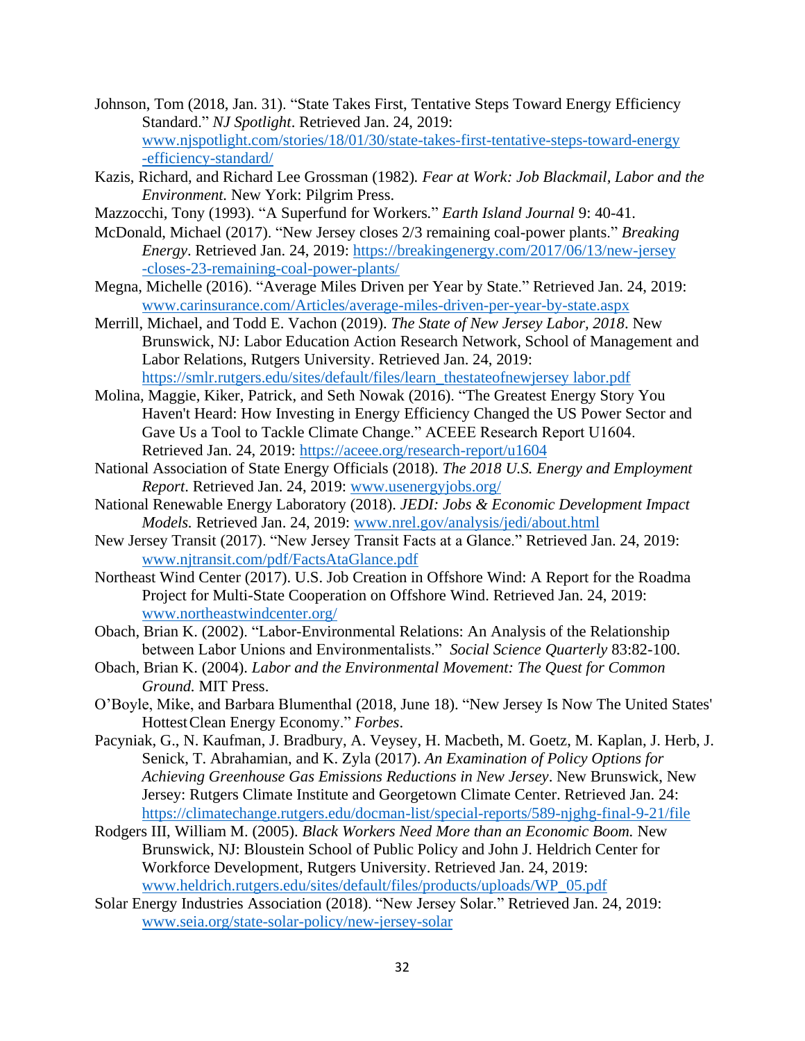Johnson, Tom (2018, Jan. 31). "State Takes First, Tentative Steps Toward Energy Efficiency Standard." *NJ Spotlight*. Retrieved Jan. 24, 2019: www.njspotlight.com/stories/18/01/30/state-takes-first-tentative-steps-toward-energy-efficiency-standard/

Kazis, Richard, and Richard Lee Grossman (1982). *Fear at Work: Job Blackmail, Labor and the Environment.* New York: Pilgrim Press.

Mazzocchi, Tony (1993). "A Superfund for Workers." *Earth Island Journal* 9: 40-41.

McDonald, Michael (2017). "New Jersey closes 2/3 remaining coal-power plants." *Breaking Energy*. Retrieved Jan. 24, 2019: https://breakingenergy.com/2017/06/13/new-jersey-closes-23-remaining-coal-power-plants/

Megna, Michelle (2016). "Average Miles Driven per Year by State." Retrieved Jan. 24, 2019: www.carinsurance.com/Articles/average-miles-driven-per-year-by-state.aspx

Merrill, Michael, and Todd E. Vachon (2019). *The State of New Jersey Labor, 2018*. New Brunswick, NJ: Labor Education Action Research Network, School of Management and Labor Relations, Rutgers University. Retrieved Jan. 24, 2019: https://smlr.rutgers.edu/sites/default/files/learn_thestateofnewjersey labor.pdf

Molina, Maggie, Kiker, Patrick, and Seth Nowak (2016). "The Greatest Energy Story You Haven't Heard: How Investing in Energy Efficiency Changed the US Power Sector and Gave Us a Tool to Tackle Climate Change." ACEEE Research Report U1604. Retrieved Jan. 24, 2019: https://aceee.org/research-report/u1604

National Association of State Energy Officials (2018). *The 2018 U.S. Energy and Employment Report*. Retrieved Jan. 24, 2019: www.usenergyjobs.org/

National Renewable Energy Laboratory (2018). *JEDI: Jobs & Economic Development Impact Models.* Retrieved Jan. 24, 2019: www.nrel.gov/analysis/jedi/about.html

New Jersey Transit (2017). "New Jersey Transit Facts at a Glance." Retrieved Jan. 24, 2019: www.njtransit.com/pdf/FactsAtaGlance.pdf

Northeast Wind Center (2017). U.S. Job Creation in Offshore Wind: A Report for the Roadma Project for Multi-State Cooperation on Offshore Wind. Retrieved Jan. 24, 2019: www.northeastwindcenter.org/

Obach, Brian K. (2002). "Labor-Environmental Relations: An Analysis of the Relationship between Labor Unions and Environmentalists." *Social Science Quarterly* 83:82-100.

Obach, Brian K. (2004). *Labor and the Environmental Movement: The Quest for Common Ground.* MIT Press.

O'Boyle, Mike, and Barbara Blumenthal (2018, June 18). "New Jersey Is Now The United States' Hottest Clean Energy Economy." *Forbes*.

Pacyniak, G., N. Kaufman, J. Bradbury, A. Veysey, H. Macbeth, M. Goetz, M. Kaplan, J. Herb, J. Senick, T. Abrahamian, and K. Zyla (2017). *An Examination of Policy Options for Achieving Greenhouse Gas Emissions Reductions in New Jersey*. New Brunswick, New Jersey: Rutgers Climate Institute and Georgetown Climate Center. Retrieved Jan. 24: https://climatechange.rutgers.edu/docman-list/special-reports/589-njghg-final-9-21/file

Rodgers III, William M. (2005). *Black Workers Need More than an Economic Boom.* New Brunswick, NJ: Bloustein School of Public Policy and John J. Heldrich Center for Workforce Development, Rutgers University. Retrieved Jan. 24, 2019: www.heldrich.rutgers.edu/sites/default/files/products/uploads/WP_05.pdf

Solar Energy Industries Association (2018). "New Jersey Solar." Retrieved Jan. 24, 2019: www.seia.org/state-solar-policy/new-jersey-solar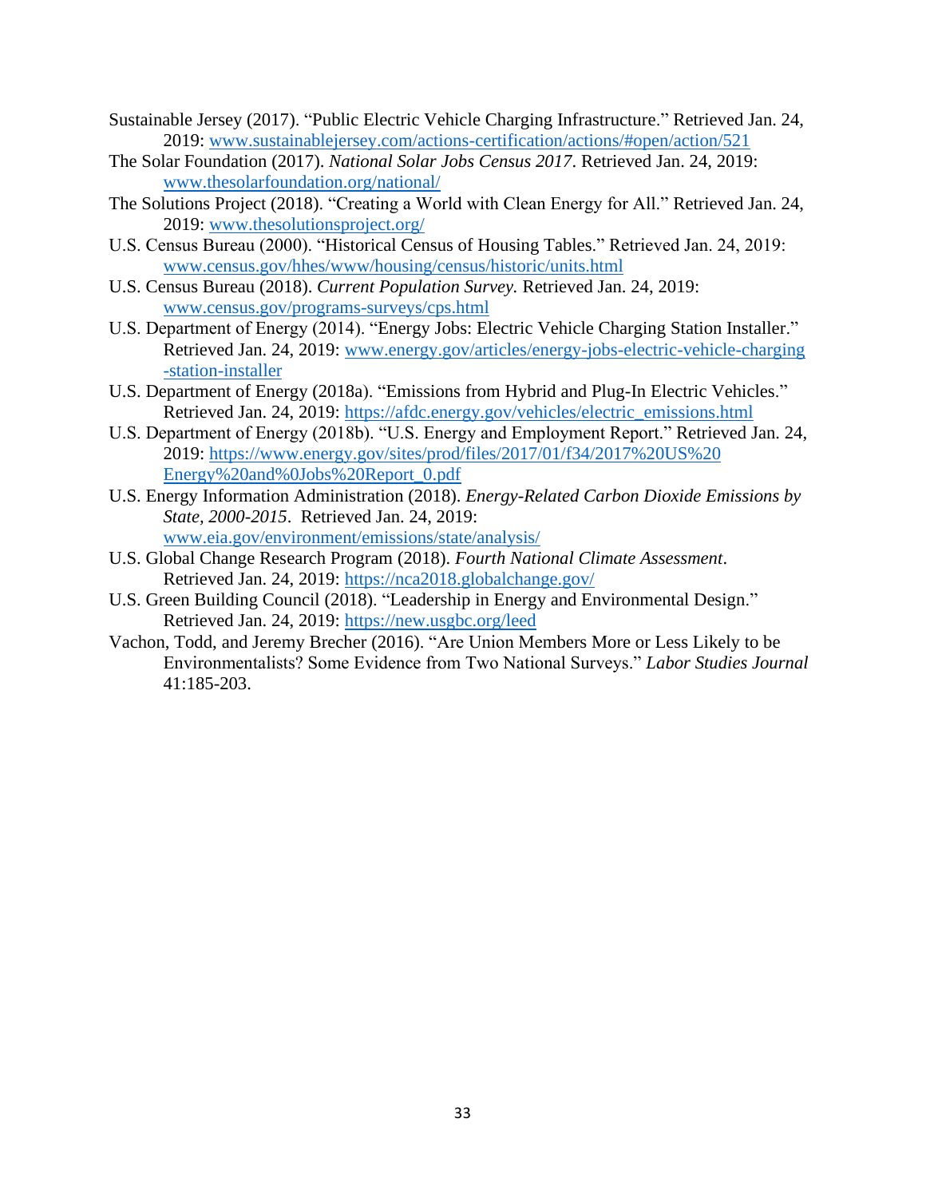Sustainable Jersey (2017). "Public Electric Vehicle Charging Infrastructure." Retrieved Jan. 24, 2019: www.sustainablejersey.com/actions-certification/actions/#open/action/521

The Solar Foundation (2017). *National Solar Jobs Census 2017*. Retrieved Jan. 24, 2019: www.thesolarfoundation.org/national/

The Solutions Project (2018). "Creating a World with Clean Energy for All." Retrieved Jan. 24, 2019: www.thesolutionsproject.org/

U.S. Census Bureau (2000). "Historical Census of Housing Tables." Retrieved Jan. 24, 2019: www.census.gov/hhes/www/housing/census/historic/units.html

U.S. Census Bureau (2018). *Current Population Survey.* Retrieved Jan. 24, 2019: www.census.gov/programs-surveys/cps.html

U.S. Department of Energy (2014). "Energy Jobs: Electric Vehicle Charging Station Installer." Retrieved Jan. 24, 2019: www.energy.gov/articles/energy-jobs-electric-vehicle-charging-station-installer

U.S. Department of Energy (2018a). "Emissions from Hybrid and Plug-In Electric Vehicles." Retrieved Jan. 24, 2019: https://afdc.energy.gov/vehicles/electric_emissions.html

U.S. Department of Energy (2018b). "U.S. Energy and Employment Report." Retrieved Jan. 24, 2019: https://www.energy.gov/sites/prod/files/2017/01/f34/2017%20US%20Energy%20and%0Jobs%20Report_0.pdf

U.S. Energy Information Administration (2018). *Energy-Related Carbon Dioxide Emissions by State, 2000-2015*. Retrieved Jan. 24, 2019: www.eia.gov/environment/emissions/state/analysis/

U.S. Global Change Research Program (2018). *Fourth National Climate Assessment*. Retrieved Jan. 24, 2019: https://nca2018.globalchange.gov/

U.S. Green Building Council (2018). "Leadership in Energy and Environmental Design." Retrieved Jan. 24, 2019: https://new.usgbc.org/leed

Vachon, Todd, and Jeremy Brecher (2016). "Are Union Members More or Less Likely to be Environmentalists? Some Evidence from Two National Surveys." *Labor Studies Journal* 41:185-203.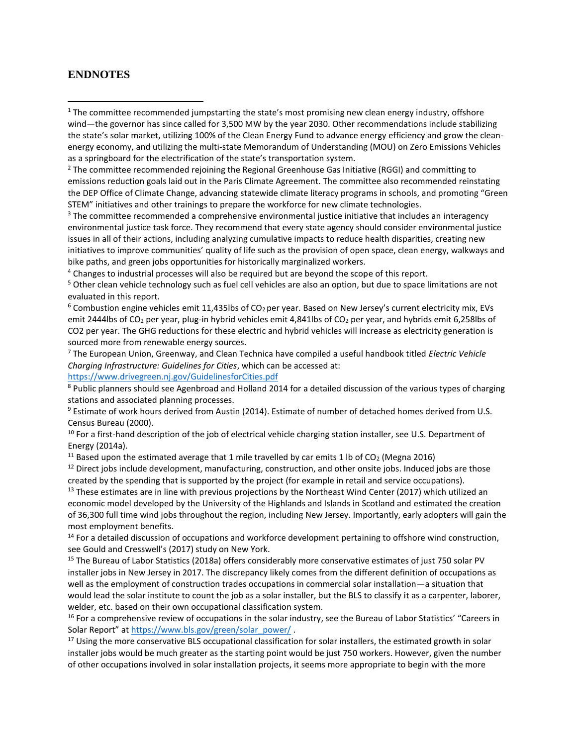## ENDNOTES

[1] The committee recommended jumpstarting the state's most promising new clean energy industry, offshore wind—the governor has since called for 3,500 MW by the year 2030. Other recommendations include stabilizing the state's solar market, utilizing 100% of the Clean Energy Fund to advance energy efficiency and grow the clean-energy economy, and utilizing the multi-state Memorandum of Understanding (MOU) on Zero Emissions Vehicles as a springboard for the electrification of the state's transportation system.

[2] The committee recommended rejoining the Regional Greenhouse Gas Initiative (RGGI) and committing to emissions reduction goals laid out in the Paris Climate Agreement. The committee also recommended reinstating the DEP Office of Climate Change, advancing statewide climate literacy programs in schools, and promoting "Green STEM" initiatives and other trainings to prepare the workforce for new climate technologies.

[3] The committee recommended a comprehensive environmental justice initiative that includes an interagency environmental justice task force. They recommend that every state agency should consider environmental justice issues in all of their actions, including analyzing cumulative impacts to reduce health disparities, creating new initiatives to improve communities' quality of life such as the provision of open space, clean energy, walkways and bike paths, and green jobs opportunities for historically marginalized workers.

[4] Changes to industrial processes will also be required but are beyond the scope of this report.

[5] Other clean vehicle technology such as fuel cell vehicles are also an option, but due to space limitations are not evaluated in this report.

[6] Combustion engine vehicles emit 11,435lbs of $CO_2$ per year. Based on New Jersey's current electricity mix, EVs emit 2444lbs of $CO_2$ per year, plug-in hybrid vehicles emit 4,841lbs of $CO_2$ per year, and hybrids emit 6,258lbs of CO2 per year. The GHG reductions for these electric and hybrid vehicles will increase as electricity generation is sourced more from renewable energy sources.

[7] The European Union, Greenway, and Clean Technica have compiled a useful handbook titled *Electric Vehicle Charging Infrastructure: Guidelines for Cities*, which can be accessed at: https://www.drivegreen.nj.gov/GuidelinesforCities.pdf

[8] Public planners should see Agenbroad and Holland 2014 for a detailed discussion of the various types of charging stations and associated planning processes.

[9] Estimate of work hours derived from Austin (2014). Estimate of number of detached homes derived from U.S. Census Bureau (2000).

[10] For a first-hand description of the job of electrical vehicle charging station installer, see U.S. Department of Energy (2014a).

[11] Based upon the estimated average that 1 mile travelled by car emits 1 lb of $CO_2$ (Megna 2016)

[12] Direct jobs include development, manufacturing, construction, and other onsite jobs. Induced jobs are those created by the spending that is supported by the project (for example in retail and service occupations).

[13] These estimates are in line with previous projections by the Northeast Wind Center (2017) which utilized an economic model developed by the University of the Highlands and Islands in Scotland and estimated the creation of 36,300 full time wind jobs throughout the region, including New Jersey. Importantly, early adopters will gain the most employment benefits.

[14] For a detailed discussion of occupations and workforce development pertaining to offshore wind construction, see Gould and Cresswell's (2017) study on New York.

[15] The Bureau of Labor Statistics (2018a) offers considerably more conservative estimates of just 750 solar PV installer jobs in New Jersey in 2017. The discrepancy likely comes from the different definition of occupations as well as the employment of construction trades occupations in commercial solar installation—a situation that would lead the solar institute to count the job as a solar installer, but the BLS to classify it as a carpenter, laborer, welder, etc. based on their own occupational classification system.

[16] For a comprehensive review of occupations in the solar industry, see the Bureau of Labor Statistics' "Careers in Solar Report" at https://www.bls.gov/green/solar_power/ .

[17] Using the more conservative BLS occupational classification for solar installers, the estimated growth in solar installer jobs would be much greater as the starting point would be just 750 workers. However, given the number of other occupations involved in solar installation projects, it seems more appropriate to begin with the more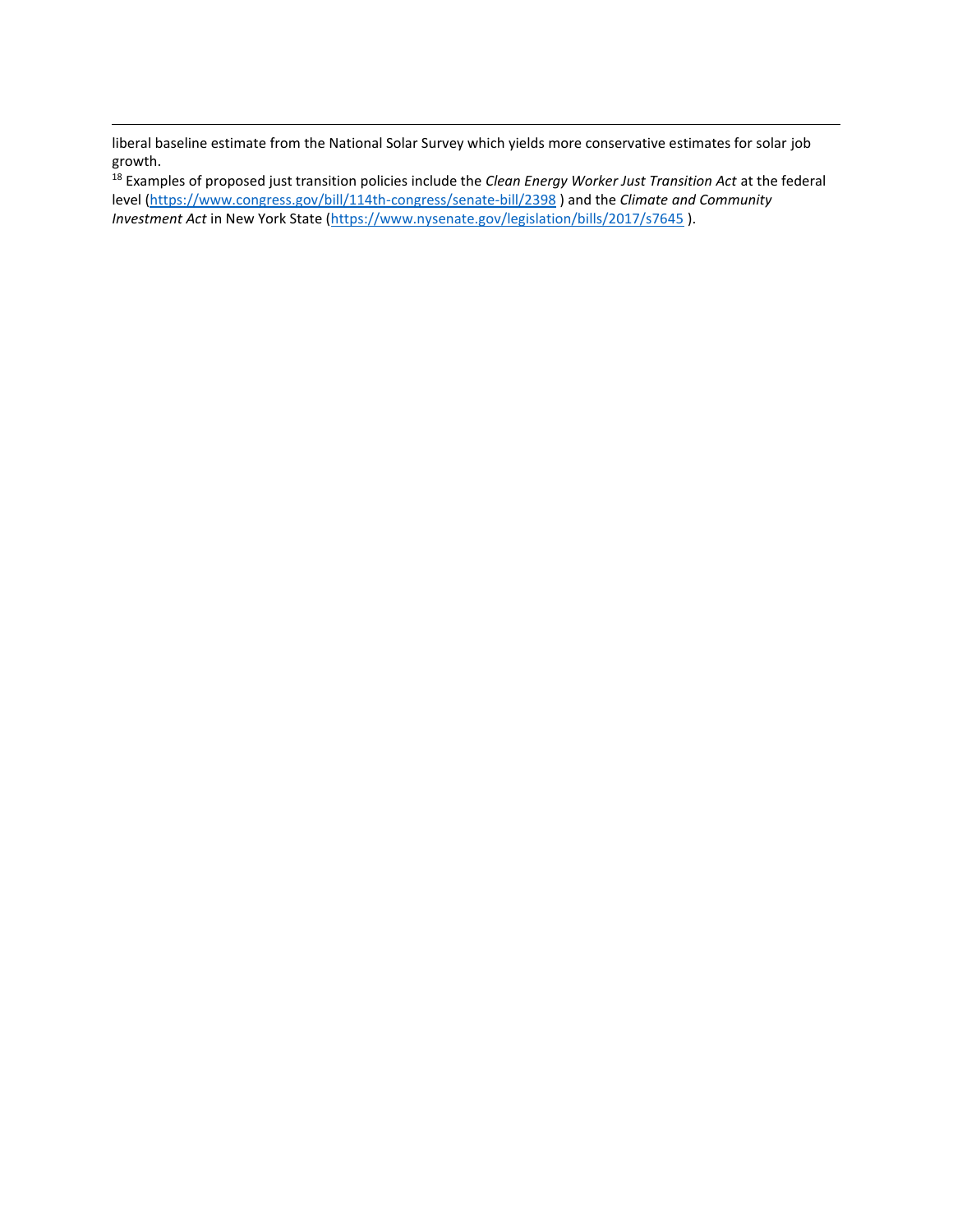liberal baseline estimate from the National Solar Survey which yields more conservative estimates for solar job growth.

[18] Examples of proposed just transition policies include the *Clean Energy Worker Just Transition Act* at the federal level (https://www.congress.gov/bill/114th-congress/senate-bill/2398 ) and the *Climate and Community Investment Act* in New York State (https://www.nysenate.gov/legislation/bills/2017/s7645 ).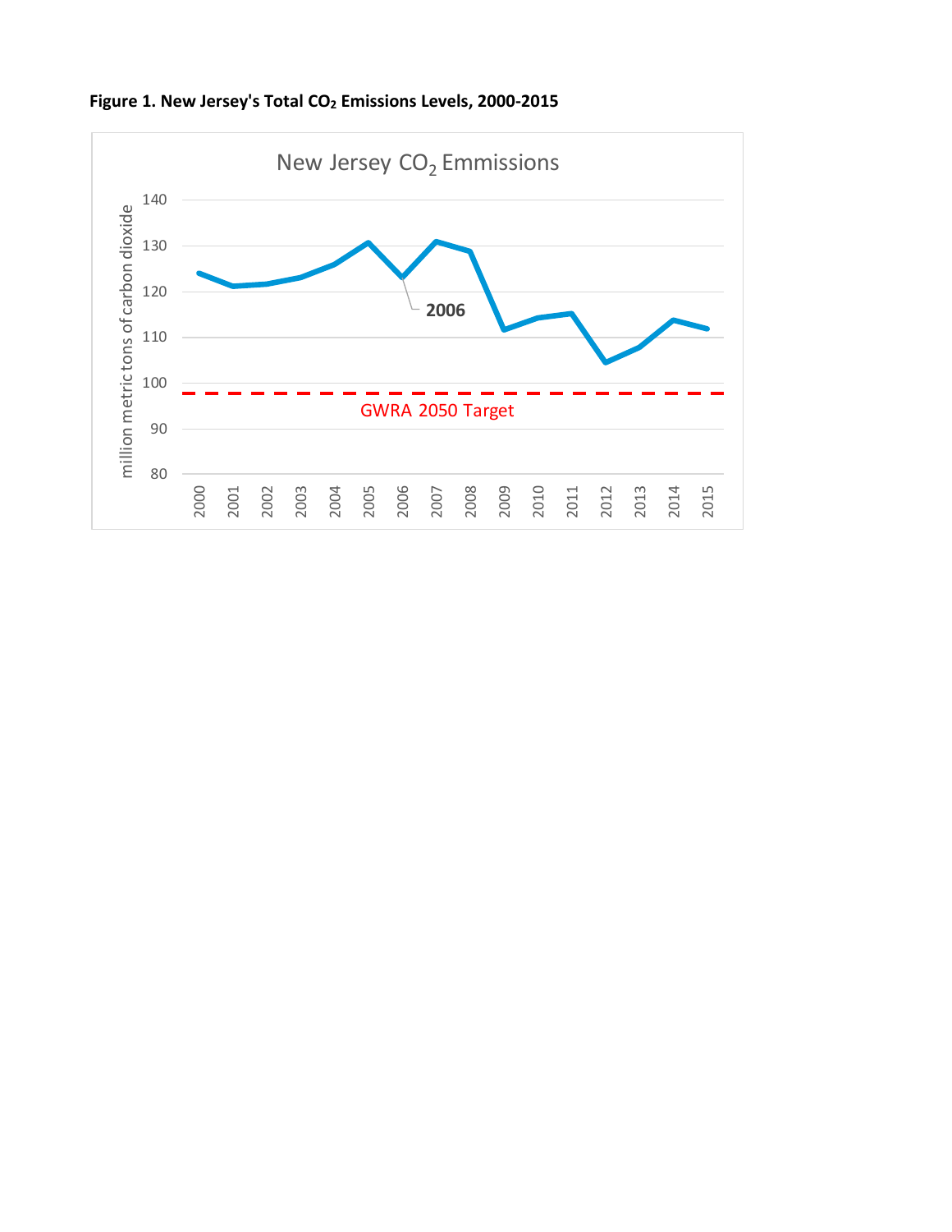**Figure 1. New Jersey's Total $CO_2$ Emissions Levels, 2000-2015**

New Jersey $CO_2$ Emmissions

million metric tons of carbon dioxide

140
130
120
110
100
90
80

2006

GWRA 2050 Target

2000 2001 2002 2003 2004 2005 2006 2007 2008 2009 2010 2011 2012 2013 2014 2015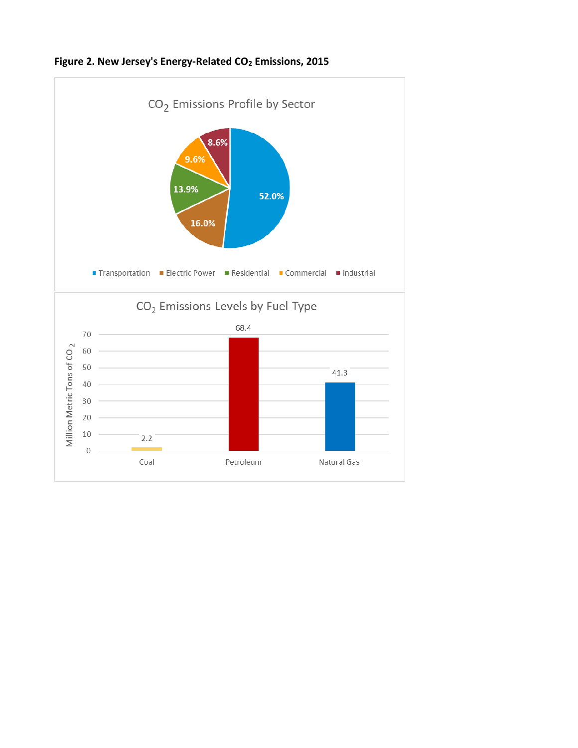**Figure 2. New Jersey's Energy-Related $CO_2$ Emissions, 2015**

$CO_2$ Emissions Profile by Sector

| Sector | Share |
|---|---|
| Transportation | 52.0% |
| Electric Power | 16.0% |
| Residential | 13.9% |
| Commercial | 9.6% |
| Industrial | 8.6% |

$CO_2$ Emissions Levels by Fuel Type

| Fuel Type | Million Metric Tons of $CO_2$ |
|---|---|
| Coal | 2.2 |
| Petroleum | 68.4 |
| Natural Gas | 41.3 |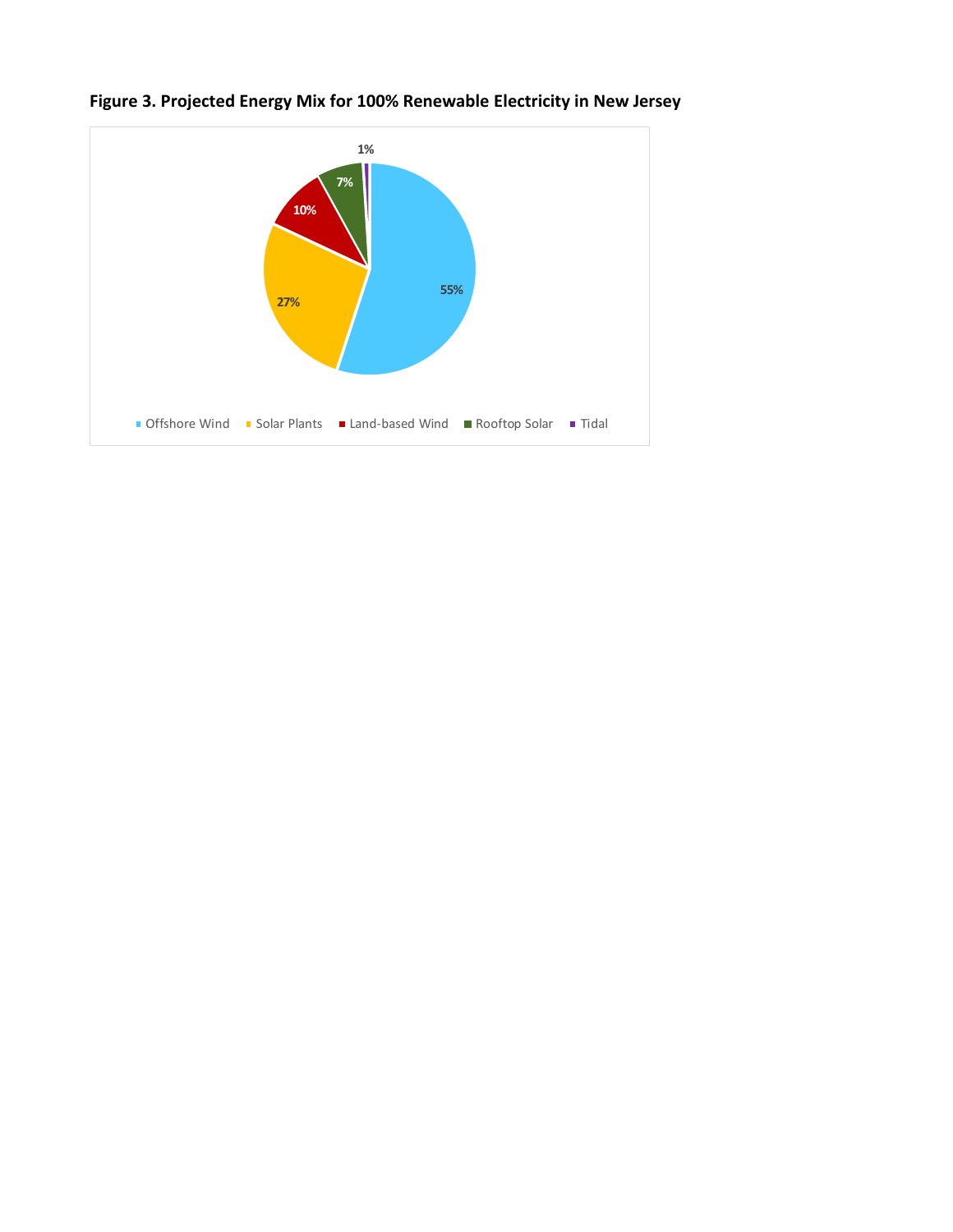**Figure 3. Projected Energy Mix for 100% Renewable Electricity in New Jersey**

| Source | Share |
|---|---|
| Offshore Wind | 55% |
| Solar Plants | 27% |
| Land-based Wind | 10% |
| Rooftop Solar | 7% |
| Tidal | 1% |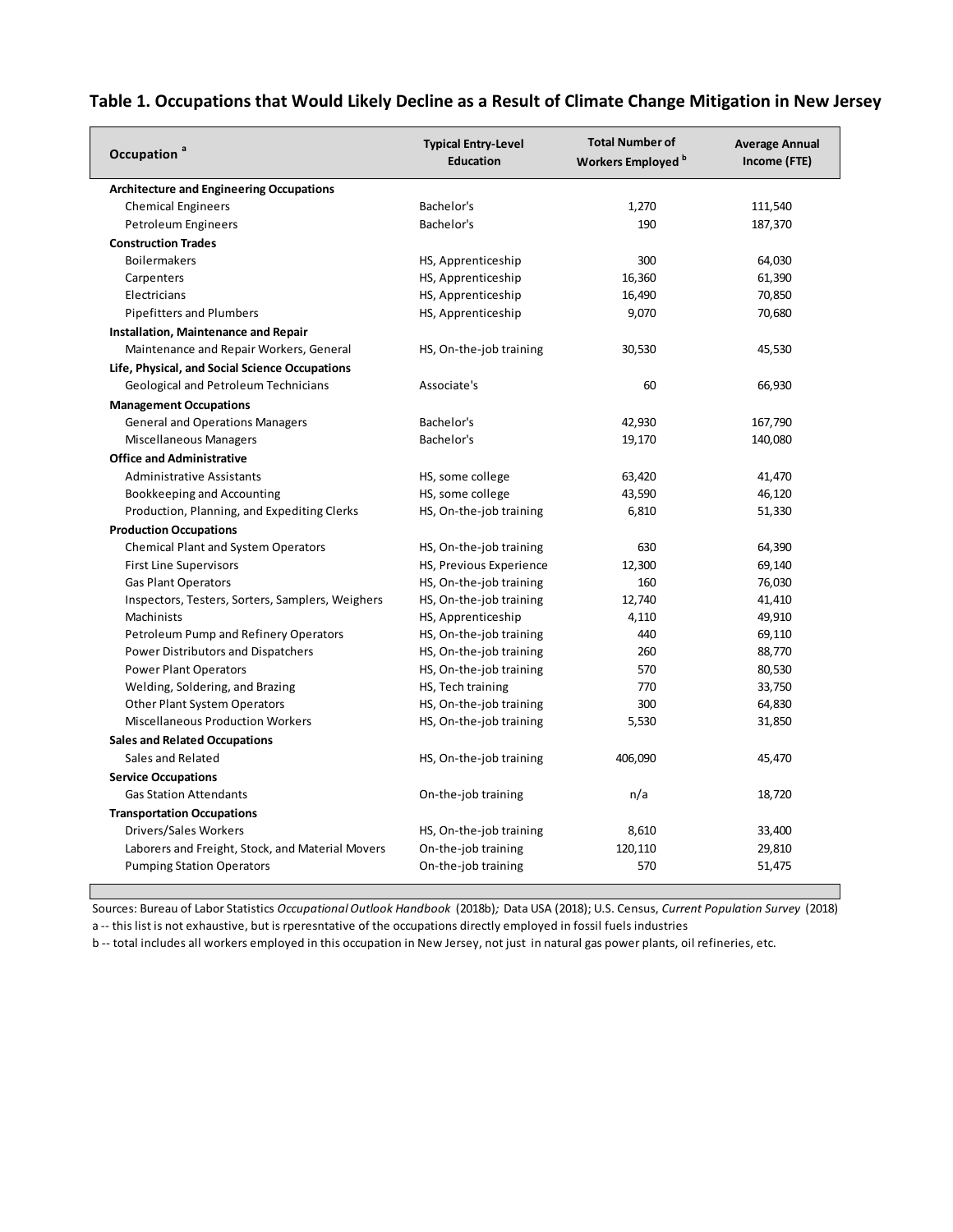### Table 1. Occupations that Would Likely Decline as a Result of Climate Change Mitigation in New Jersey

| Occupation [a] | Typical Entry-Level Education | Total Number of Workers Employed [b] | Average Annual Income (FTE) |
|---|---|---|---|
| **Architecture and Engineering Occupations** | | | |
| Chemical Engineers | Bachelor's | 1,270 | 111,540 |
| Petroleum Engineers | Bachelor's | 190 | 187,370 |
| **Construction Trades** | | | |
| Boilermakers | HS, Apprenticeship | 300 | 64,030 |
| Carpenters | HS, Apprenticeship | 16,360 | 61,390 |
| Electricians | HS, Apprenticeship | 16,490 | 70,850 |
| Pipefitters and Plumbers | HS, Apprenticeship | 9,070 | 70,680 |
| **Installation, Maintenance and Repair** | | | |
| Maintenance and Repair Workers, General | HS, On-the-job training | 30,530 | 45,530 |
| **Life, Physical, and Social Science Occupations** | | | |
| Geological and Petroleum Technicians | Associate's | 60 | 66,930 |
| **Management Occupations** | | | |
| General and Operations Managers | Bachelor's | 42,930 | 167,790 |
| Miscellaneous Managers | Bachelor's | 19,170 | 140,080 |
| **Office and Administrative** | | | |
| Administrative Assistants | HS, some college | 63,420 | 41,470 |
| Bookkeeping and Accounting | HS, some college | 43,590 | 46,120 |
| Production, Planning, and Expediting Clerks | HS, On-the-job training | 6,810 | 51,330 |
| **Production Occupations** | | | |
| Chemical Plant and System Operators | HS, On-the-job training | 630 | 64,390 |
| First Line Supervisors | HS, Previous Experience | 12,300 | 69,140 |
| Gas Plant Operators | HS, On-the-job training | 160 | 76,030 |
| Inspectors, Testers, Sorters, Samplers, Weighers | HS, On-the-job training | 12,740 | 41,410 |
| Machinists | HS, Apprenticeship | 4,110 | 49,910 |
| Petroleum Pump and Refinery Operators | HS, On-the-job training | 440 | 69,110 |
| Power Distributors and Dispatchers | HS, On-the-job training | 260 | 88,770 |
| Power Plant Operators | HS, On-the-job training | 570 | 80,530 |
| Welding, Soldering, and Brazing | HS, Tech training | 770 | 33,750 |
| Other Plant System Operators | HS, On-the-job training | 300 | 64,830 |
| Miscellaneous Production Workers | HS, On-the-job training | 5,530 | 31,850 |
| **Sales and Related Occupations** | | | |
| Sales and Related | HS, On-the-job training | 406,090 | 45,470 |
| **Service Occupations** | | | |
| Gas Station Attendants | On-the-job training | n/a | 18,720 |
| **Transportation Occupations** | | | |
| Drivers/Sales Workers | HS, On-the-job training | 8,610 | 33,400 |
| Laborers and Freight, Stock, and Material Movers | On-the-job training | 120,110 | 29,810 |
| Pumping Station Operators | On-the-job training | 570 | 51,475 |

Sources: Bureau of Labor Statistics *Occupational Outlook Handbook* (2018b); Data USA (2018); U.S. Census, *Current Population Survey* (2018)

a -- this list is not exhaustive, but is rperesntative of the occupations directly employed in fossil fuels industries

b -- total includes all workers employed in this occupation in New Jersey, not just in natural gas power plants, oil refineries, etc.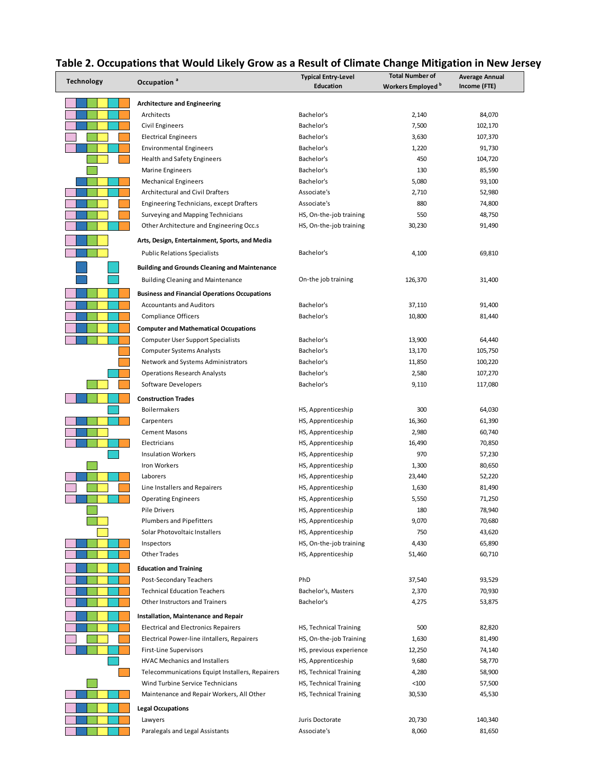# Table 2. Occupations that Would Likely Grow as a Result of Climate Change Mitigation in New Jersey

| Technology | Occupation [a] | Typical Entry-Level Education | Total Number of Workers Employed [b] | Average Annual Income (FTE) |
|---|---|---|---|---|
| | **Architecture and Engineering** | | | |
| | Architects | Bachelor's | 2,140 | 84,070 |
| | Civil Engineers | Bachelor's | 7,500 | 102,170 |
| | Electrical Engineers | Bachelor's | 3,630 | 107,370 |
| | Environmental Engineers | Bachelor's | 1,220 | 91,730 |
| | Health and Safety Engineers | Bachelor's | 450 | 104,720 |
| | Marine Engineers | Bachelor's | 130 | 85,590 |
| | Mechanical Engineers | Bachelor's | 5,080 | 93,100 |
| | Architectural and Civil Drafters | Associate's | 2,710 | 52,980 |
| | Engineering Technicians, except Drafters | Associate's | 880 | 74,800 |
| | Surveying and Mapping Technicians | HS, On-the-job training | 550 | 48,750 |
| | Other Architecture and Engineering Occ.s | HS, On-the-job training | 30,230 | 91,490 |
| | **Arts, Design, Entertainment, Sports, and Media** | | | |
| | Public Relations Specialists | Bachelor's | 4,100 | 69,810 |
| | **Building and Grounds Cleaning and Maintenance** | | | |
| | Building Cleaning and Maintenance | On-the job training | 126,370 | 31,400 |
| | **Business and Financial Operations Occupations** | | | |
| | Accountants and Auditors | Bachelor's | 37,110 | 91,400 |
| | Compliance Officers | Bachelor's | 10,800 | 81,440 |
| | **Computer and Mathematical Occupations** | | | |
| | Computer User Support Specialists | Bachelor's | 13,900 | 64,440 |
| | Computer Systems Analysts | Bachelor's | 13,170 | 105,750 |
| | Network and Systems Administrators | Bachelor's | 11,850 | 100,220 |
| | Operations Research Analysts | Bachelor's | 2,580 | 107,270 |
| | Software Developers | Bachelor's | 9,110 | 117,080 |
| | **Construction Trades** | | | |
| | Boilermakers | HS, Apprenticeship | 300 | 64,030 |
| | Carpenters | HS, Apprenticeship | 16,360 | 61,390 |
| | Cement Masons | HS, Apprenticeship | 2,980 | 60,740 |
| | Electricians | HS, Apprenticeship | 16,490 | 70,850 |
| | Insulation Workers | HS, Apprenticeship | 970 | 57,230 |
| | Iron Workers | HS, Apprenticeship | 1,300 | 80,650 |
| | Laborers | HS, Apprenticeship | 23,440 | 52,220 |
| | Line Installers and Repairers | HS, Apprenticeship | 1,630 | 81,490 |
| | Operating Engineers | HS, Apprenticeship | 5,550 | 71,250 |
| | Pile Drivers | HS, Apprenticeship | 180 | 78,940 |
| | Plumbers and Pipefitters | HS, Apprenticeship | 9,070 | 70,680 |
| | Solar Photovoltaic Installers | HS, Apprenticeship | 750 | 43,620 |
| | Inspectors | HS, On-the-job training | 4,430 | 65,890 |
| | Other Trades | HS, Apprenticeship | 51,460 | 60,710 |
| | **Education and Training** | | | |
| | Post-Secondary Teachers | PhD | 37,540 | 93,529 |
| | Technical Education Teachers | Bachelor's, Masters | 2,370 | 70,930 |
| | Other Instructors and Trainers | Bachelor's | 4,275 | 53,875 |
| | **Installation, Maintenance and Repair** | | | |
| | Electrical and Electronics Repairers | HS, Technical Training | 500 | 82,820 |
| | Electrical Power-line iIntallers, Repairers | HS, On-the-job Training | 1,630 | 81,490 |
| | First-Line Supervisors | HS, previous experience | 12,250 | 74,140 |
| | HVAC Mechanics and Installers | HS, Apprenticeship | 9,680 | 58,770 |
| | Telecommunications Equipt Installers, Repairers | HS, Technical Training | 4,280 | 58,900 |
| | Wind Turbine Service Technicians | HS, Technical Training | <100 | 57,500 |
| | Maintenance and Repair Workers, All Other | HS, Technical Training | 30,530 | 45,530 |
| | **Legal Occupations** | | | |
| | Lawyers | Juris Doctorate | 20,730 | 140,340 |
| | Paralegals and Legal Assistants | Associate's | 8,060 | 81,650 |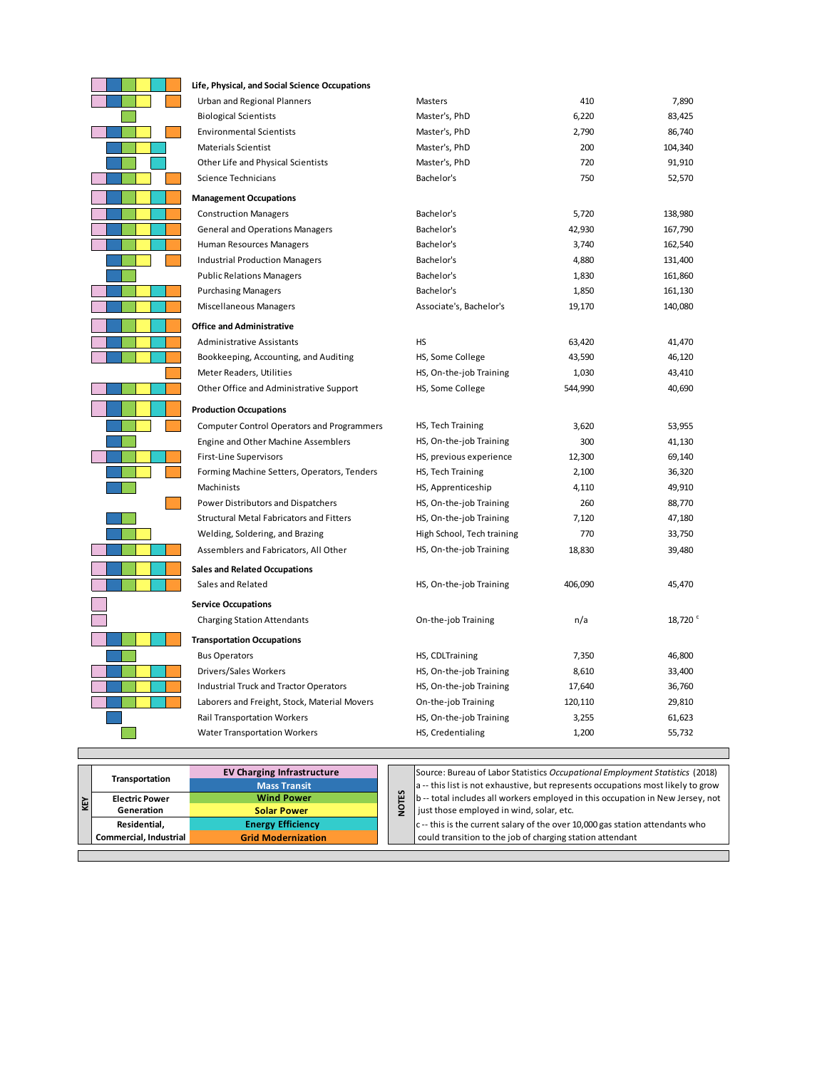| Sectors | Occupation | Education | Employment | Salary |
|---|---|---|---|---|
| EV, Transit, Wind, Solar, Efficiency, Grid | **Life, Physical, and Social Science Occupations** | | | |
| EV, Transit, Wind, Solar, Grid | Urban and Regional Planners | Masters | 410 | 7,890 |
| Wind | Biological Scientists | Master's, PhD | 6,220 | 83,425 |
| EV, Transit, Wind, Solar, Grid | Environmental Scientists | Master's, PhD | 2,790 | 86,740 |
| Transit, Wind, Solar, Efficiency | Materials Scientist | Master's, PhD | 200 | 104,340 |
| Transit, Wind, Efficiency | Other Life and Physical Scientists | Master's, PhD | 720 | 91,910 |
| EV, Transit, Wind, Solar, Grid | Science Technicians | Bachelor's | 750 | 52,570 |
| EV, Transit, Wind, Solar, Efficiency, Grid | **Management Occupations** | | | |
| EV, Transit, Wind, Solar, Efficiency, Grid | Construction Managers | Bachelor's | 5,720 | 138,980 |
| EV, Transit, Wind, Solar, Efficiency, Grid | General and Operations Managers | Bachelor's | 42,930 | 167,790 |
| EV, Transit, Wind, Solar, Efficiency, Grid | Human Resources Managers | Bachelor's | 3,740 | 162,540 |
| Transit, Wind, Solar, Grid | Industrial Production Managers | Bachelor's | 4,880 | 131,400 |
| Transit, Wind | Public Relations Managers | Bachelor's | 1,830 | 161,860 |
| EV, Transit, Wind, Solar, Efficiency, Grid | Purchasing Managers | Bachelor's | 1,850 | 161,130 |
| EV, Transit, Wind, Solar, Efficiency, Grid | Miscellaneous Managers | Associate's, Bachelor's | 19,170 | 140,080 |
| EV, Transit, Wind, Solar, Efficiency, Grid | **Office and Administrative** | | | |
| EV, Transit, Wind, Solar, Efficiency, Grid | Administrative Assistants | HS | 63,420 | 41,470 |
| EV, Transit, Wind, Solar, Efficiency, Grid | Bookkeeping, Accounting, and Auditing | HS, Some College | 43,590 | 46,120 |
| Grid | Meter Readers, Utilities | HS, On-the-job Training | 1,030 | 43,410 |
| EV, Transit, Wind, Solar, Efficiency, Grid | Other Office and Administrative Support | HS, Some College | 544,990 | 40,690 |
| EV, Transit, Wind, Solar, Efficiency, Grid | **Production Occupations** | | | |
| Transit, Wind, Solar, Grid | Computer Control Operators and Programmers | HS, Tech Training | 3,620 | 53,955 |
| Transit, Wind | Engine and Other Machine Assemblers | HS, On-the-job Training | 300 | 41,130 |
| EV, Transit, Wind, Solar, Efficiency, Grid | First-Line Supervisors | HS, previous experience | 12,300 | 69,140 |
| Transit, Wind, Solar, Grid | Forming Machine Setters, Operators, Tenders | HS, Tech Training | 2,100 | 36,320 |
| Transit, Wind | Machinists | HS, Apprenticeship | 4,110 | 49,910 |
| Grid | Power Distributors and Dispatchers | HS, On-the-job Training | 260 | 88,770 |
| Transit, Wind | Structural Metal Fabricators and Fitters | HS, On-the-job Training | 7,120 | 47,180 |
| Transit, Wind, Solar | Welding, Soldering, and Brazing | High School, Tech training | 770 | 33,750 |
| EV, Transit, Wind, Solar, Efficiency, Grid | Assemblers and Fabricators, All Other | HS, On-the-job Training | 18,830 | 39,480 |
| EV, Transit, Wind, Solar, Efficiency, Grid | **Sales and Related Occupations** | | | |
| EV, Transit, Wind, Solar, Efficiency, Grid | Sales and Related | HS, On-the-job Training | 406,090 | 45,470 |
| EV | **Service Occupations** | | | |
| EV | Charging Station Attendants | On-the-job Training | n/a | 18,720 [c] |
| EV, Transit, Wind, Solar, Efficiency, Grid | **Transportation Occupations** | | | |
| Transit, Wind | Bus Operators | HS, CDLTraining | 7,350 | 46,800 |
| EV, Transit, Wind, Solar, Efficiency, Grid | Drivers/Sales Workers | HS, On-the-job Training | 8,610 | 33,400 |
| EV, Transit, Wind, Solar, Efficiency, Grid | Industrial Truck and Tractor Operators | HS, On-the-job Training | 17,640 | 36,760 |
| EV, Transit, Wind, Solar, Efficiency, Grid | Laborers and Freight, Stock, Material Movers | On-the-job Training | 120,110 | 29,810 |
| Transit | Rail Transportation Workers | HS, On-the-job Training | 3,255 | 61,623 |
| Wind | Water Transportation Workers | HS, Credentialing | 1,200 | 55,732 |

**KEY**

| Category | Sector |
|---|---|
| Transportation | EV Charging Infrastructure |
| | Mass Transit |
| Electric Power Generation | Wind Power |
| | Solar Power |
| Residential, Commercial, Industrial | Energy Efficiency |
| | Grid Modernization |

**NOTES**

Source: Bureau of Labor Statistics *Occupational Employment Statistics* (2018)

a -- this list is not exhaustive, but represents occupations most likely to grow

b -- total includes all workers employed in this occupation in New Jersey, not just those employed in wind, solar, etc.

c -- this is the current salary of the over 10,000 gas station attendants who could transition to the job of charging station attendant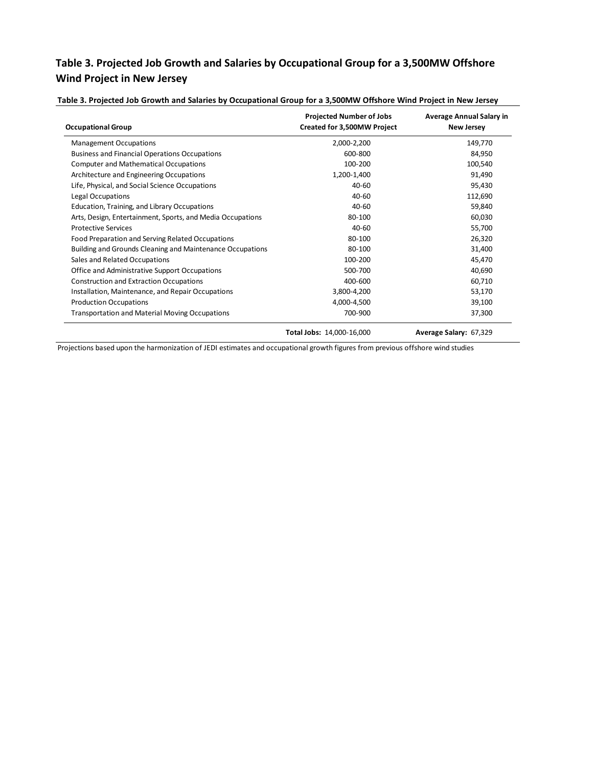## Table 3. Projected Job Growth and Salaries by Occupational Group for a 3,500MW Offshore Wind Project in New Jersey

**Table 3. Projected Job Growth and Salaries by Occupational Group for a 3,500MW Offshore Wind Project in New Jersey**

| Occupational Group | Projected Number of Jobs Created for 3,500MW Project | Average Annual Salary in New Jersey |
|---|---|---|
| Management Occupations | 2,000-2,200 | 149,770 |
| Business and Financial Operations Occupations | 600-800 | 84,950 |
| Computer and Mathematical Occupations | 100-200 | 100,540 |
| Architecture and Engineering Occupations | 1,200-1,400 | 91,490 |
| Life, Physical, and Social Science Occupations | 40-60 | 95,430 |
| Legal Occupations | 40-60 | 112,690 |
| Education, Training, and Library Occupations | 40-60 | 59,840 |
| Arts, Design, Entertainment, Sports, and Media Occupations | 80-100 | 60,030 |
| Protective Services | 40-60 | 55,700 |
| Food Preparation and Serving Related Occupations | 80-100 | 26,320 |
| Building and Grounds Cleaning and Maintenance Occupations | 80-100 | 31,400 |
| Sales and Related Occupations | 100-200 | 45,470 |
| Office and Administrative Support Occupations | 500-700 | 40,690 |
| Construction and Extraction Occupations | 400-600 | 60,710 |
| Installation, Maintenance, and Repair Occupations | 3,800-4,200 | 53,170 |
| Production Occupations | 4,000-4,500 | 39,100 |
| Transportation and Material Moving Occupations | 700-900 | 37,300 |
| | **Total Jobs:** 14,000-16,000 | **Average Salary:** 67,329 |

Projections based upon the harmonization of JEDI estimates and occupational growth figures from previous offshore wind studies